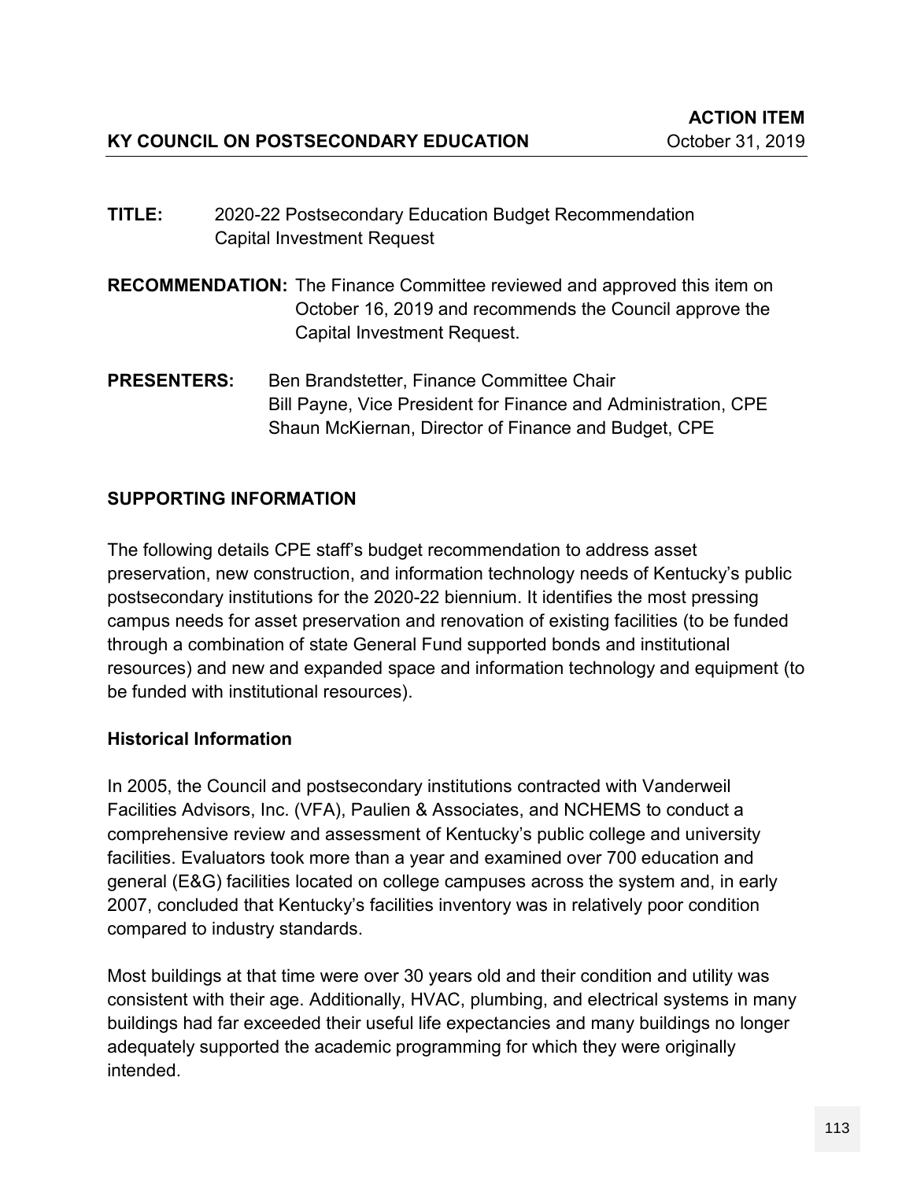**ACTION ITEM**

**KY COUNCIL ON POSTSECONDARY EDUCATION** October 31, 2019

**TITLE:** 2020-22 Postsecondary Education Budget Recommendation Capital Investment Request

**RECOMMENDATION:** The Finance Committee reviewed and approved this item on October 16, 2019 and recommends the Council approve the Capital Investment Request.

**PRESENTERS:** Ben Brandstetter, Finance Committee Chair
Bill Payne, Vice President for Finance and Administration, CPE
Shaun McKiernan, Director of Finance and Budget, CPE

## SUPPORTING INFORMATION

The following details CPE staff's budget recommendation to address asset preservation, new construction, and information technology needs of Kentucky's public postsecondary institutions for the 2020-22 biennium. It identifies the most pressing campus needs for asset preservation and renovation of existing facilities (to be funded through a combination of state General Fund supported bonds and institutional resources) and new and expanded space and information technology and equipment (to be funded with institutional resources).

### Historical Information

In 2005, the Council and postsecondary institutions contracted with Vanderweil Facilities Advisors, Inc. (VFA), Paulien & Associates, and NCHEMS to conduct a comprehensive review and assessment of Kentucky's public college and university facilities. Evaluators took more than a year and examined over 700 education and general (E&G) facilities located on college campuses across the system and, in early 2007, concluded that Kentucky's facilities inventory was in relatively poor condition compared to industry standards.

Most buildings at that time were over 30 years old and their condition and utility was consistent with their age. Additionally, HVAC, plumbing, and electrical systems in many buildings had far exceeded their useful life expectancies and many buildings no longer adequately supported the academic programming for which they were originally intended.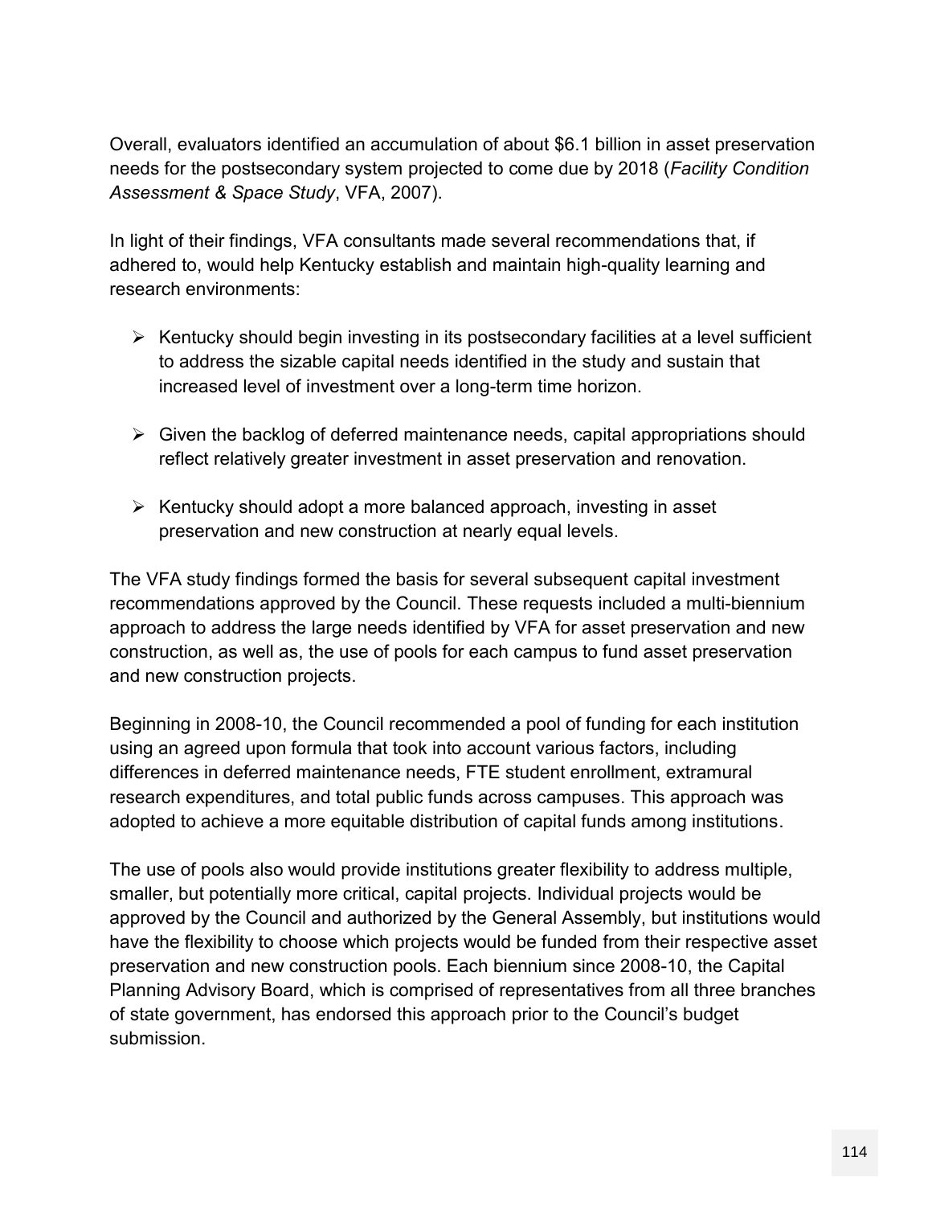Overall, evaluators identified an accumulation of about $6.1 billion in asset preservation needs for the postsecondary system projected to come due by 2018 (*Facility Condition Assessment & Space Study*, VFA, 2007).

In light of their findings, VFA consultants made several recommendations that, if adhered to, would help Kentucky establish and maintain high-quality learning and research environments:

- Kentucky should begin investing in its postsecondary facilities at a level sufficient to address the sizable capital needs identified in the study and sustain that increased level of investment over a long-term time horizon.
- Given the backlog of deferred maintenance needs, capital appropriations should reflect relatively greater investment in asset preservation and renovation.
- Kentucky should adopt a more balanced approach, investing in asset preservation and new construction at nearly equal levels.

The VFA study findings formed the basis for several subsequent capital investment recommendations approved by the Council. These requests included a multi-biennium approach to address the large needs identified by VFA for asset preservation and new construction, as well as, the use of pools for each campus to fund asset preservation and new construction projects.

Beginning in 2008-10, the Council recommended a pool of funding for each institution using an agreed upon formula that took into account various factors, including differences in deferred maintenance needs, FTE student enrollment, extramural research expenditures, and total public funds across campuses. This approach was adopted to achieve a more equitable distribution of capital funds among institutions.

The use of pools also would provide institutions greater flexibility to address multiple, smaller, but potentially more critical, capital projects. Individual projects would be approved by the Council and authorized by the General Assembly, but institutions would have the flexibility to choose which projects would be funded from their respective asset preservation and new construction pools. Each biennium since 2008-10, the Capital Planning Advisory Board, which is comprised of representatives from all three branches of state government, has endorsed this approach prior to the Council's budget submission.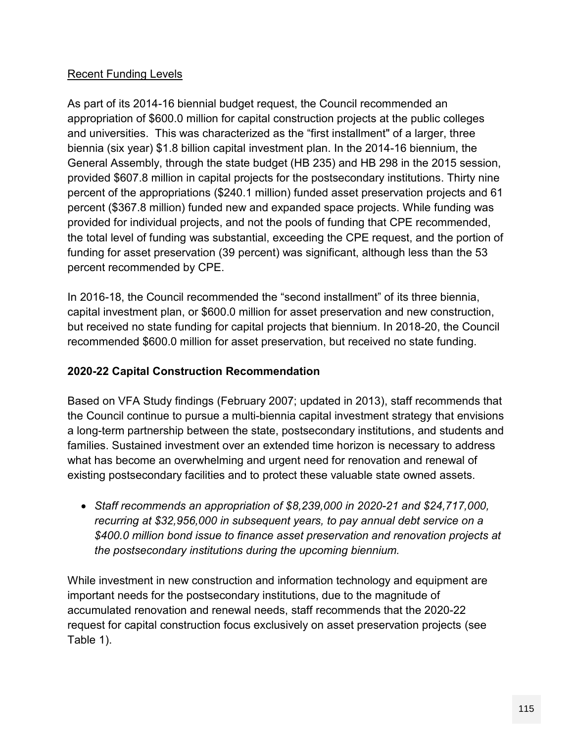Recent Funding Levels

As part of its 2014-16 biennial budget request, the Council recommended an appropriation of $600.0 million for capital construction projects at the public colleges and universities. This was characterized as the “first installment" of a larger, three biennia (six year) $1.8 billion capital investment plan. In the 2014-16 biennium, the General Assembly, through the state budget (HB 235) and HB 298 in the 2015 session, provided $607.8 million in capital projects for the postsecondary institutions. Thirty nine percent of the appropriations ($240.1 million) funded asset preservation projects and 61 percent ($367.8 million) funded new and expanded space projects. While funding was provided for individual projects, and not the pools of funding that CPE recommended, the total level of funding was substantial, exceeding the CPE request, and the portion of funding for asset preservation (39 percent) was significant, although less than the 53 percent recommended by CPE.

In 2016-18, the Council recommended the “second installment” of its three biennia, capital investment plan, or $600.0 million for asset preservation and new construction, but received no state funding for capital projects that biennium. In 2018-20, the Council recommended $600.0 million for asset preservation, but received no state funding.

**2020-22 Capital Construction Recommendation**

Based on VFA Study findings (February 2007; updated in 2013), staff recommends that the Council continue to pursue a multi-biennia capital investment strategy that envisions a long-term partnership between the state, postsecondary institutions, and students and families. Sustained investment over an extended time horizon is necessary to address what has become an overwhelming and urgent need for renovation and renewal of existing postsecondary facilities and to protect these valuable state owned assets.

- *Staff recommends an appropriation of $8,239,000 in 2020-21 and $24,717,000, recurring at $32,956,000 in subsequent years, to pay annual debt service on a $400.0 million bond issue to finance asset preservation and renovation projects at the postsecondary institutions during the upcoming biennium.*

While investment in new construction and information technology and equipment are important needs for the postsecondary institutions, due to the magnitude of accumulated renovation and renewal needs, staff recommends that the 2020-22 request for capital construction focus exclusively on asset preservation projects (see Table 1).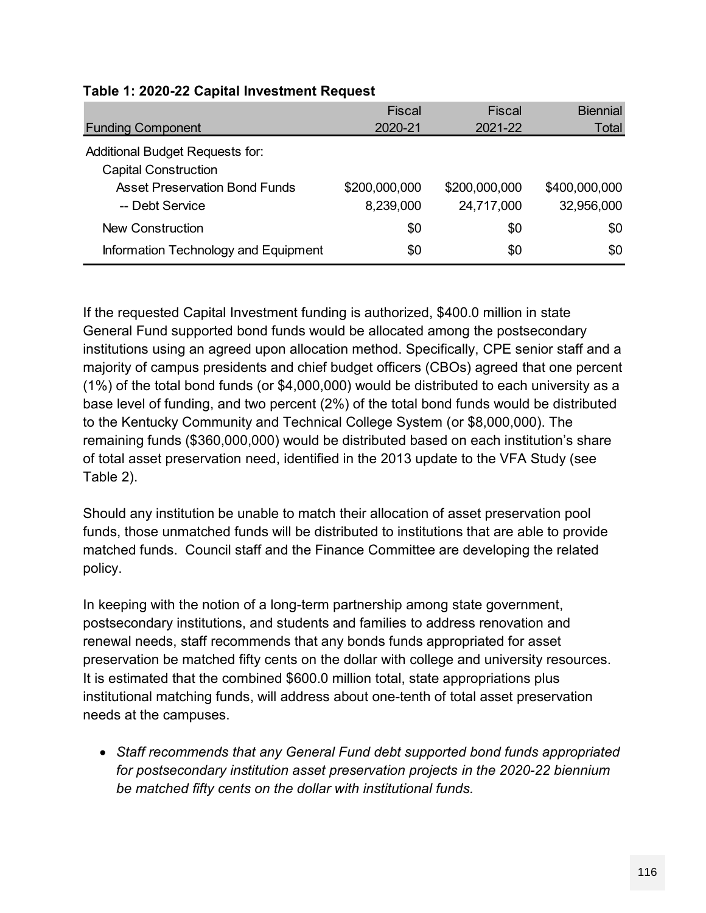**Table 1: 2020-22 Capital Investment Request**

| Funding Component | Fiscal 2020-21 | Fiscal 2021-22 | Biennial Total |
|---|---|---|---|
| Additional Budget Requests for: | | | |
| Capital Construction | | | |
| Asset Preservation Bond Funds | $200,000,000 | $200,000,000 | $400,000,000 |
| -- Debt Service | 8,239,000 | 24,717,000 | 32,956,000 |
| New Construction | $0 | $0 | $0 |
| Information Technology and Equipment | $0 | $0 | $0 |

If the requested Capital Investment funding is authorized, $400.0 million in state General Fund supported bond funds would be allocated among the postsecondary institutions using an agreed upon allocation method. Specifically, CPE senior staff and a majority of campus presidents and chief budget officers (CBOs) agreed that one percent (1%) of the total bond funds (or $4,000,000) would be distributed to each university as a base level of funding, and two percent (2%) of the total bond funds would be distributed to the Kentucky Community and Technical College System (or $8,000,000). The remaining funds ($360,000,000) would be distributed based on each institution's share of total asset preservation need, identified in the 2013 update to the VFA Study (see Table 2).

Should any institution be unable to match their allocation of asset preservation pool funds, those unmatched funds will be distributed to institutions that are able to provide matched funds. Council staff and the Finance Committee are developing the related policy.

In keeping with the notion of a long-term partnership among state government, postsecondary institutions, and students and families to address renovation and renewal needs, staff recommends that any bonds funds appropriated for asset preservation be matched fifty cents on the dollar with college and university resources. It is estimated that the combined $600.0 million total, state appropriations plus institutional matching funds, will address about one-tenth of total asset preservation needs at the campuses.

- *Staff recommends that any General Fund debt supported bond funds appropriated for postsecondary institution asset preservation projects in the 2020-22 biennium be matched fifty cents on the dollar with institutional funds.*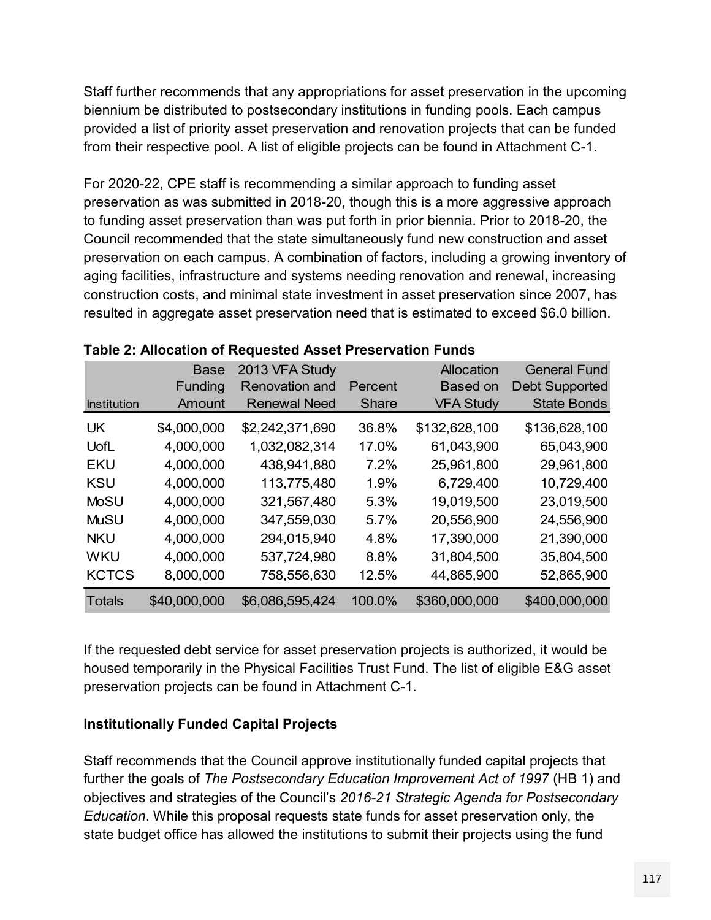Staff further recommends that any appropriations for asset preservation in the upcoming biennium be distributed to postsecondary institutions in funding pools. Each campus provided a list of priority asset preservation and renovation projects that can be funded from their respective pool. A list of eligible projects can be found in Attachment C-1.

For 2020-22, CPE staff is recommending a similar approach to funding asset preservation as was submitted in 2018-20, though this is a more aggressive approach to funding asset preservation than was put forth in prior biennia. Prior to 2018-20, the Council recommended that the state simultaneously fund new construction and asset preservation on each campus. A combination of factors, including a growing inventory of aging facilities, infrastructure and systems needing renovation and renewal, increasing construction costs, and minimal state investment in asset preservation since 2007, has resulted in aggregate asset preservation need that is estimated to exceed $6.0 billion.

**Table 2: Allocation of Requested Asset Preservation Funds**

| Institution | Base Funding Amount | 2013 VFA Study Renovation and Renewal Need | Percent Share | Allocation Based on VFA Study | General Fund Debt Supported State Bonds |
|---|---|---|---|---|---|
| UK | $4,000,000 | $2,242,371,690 | 36.8% | $132,628,100 | $136,628,100 |
| UofL | 4,000,000 | 1,032,082,314 | 17.0% | 61,043,900 | 65,043,900 |
| EKU | 4,000,000 | 438,941,880 | 7.2% | 25,961,800 | 29,961,800 |
| KSU | 4,000,000 | 113,775,480 | 1.9% | 6,729,400 | 10,729,400 |
| MoSU | 4,000,000 | 321,567,480 | 5.3% | 19,019,500 | 23,019,500 |
| MuSU | 4,000,000 | 347,559,030 | 5.7% | 20,556,900 | 24,556,900 |
| NKU | 4,000,000 | 294,015,940 | 4.8% | 17,390,000 | 21,390,000 |
| WKU | 4,000,000 | 537,724,980 | 8.8% | 31,804,500 | 35,804,500 |
| KCTCS | 8,000,000 | 758,556,630 | 12.5% | 44,865,900 | 52,865,900 |
| Totals | $40,000,000 | $6,086,595,424 | 100.0% | $360,000,000 | $400,000,000 |

If the requested debt service for asset preservation projects is authorized, it would be housed temporarily in the Physical Facilities Trust Fund. The list of eligible E&G asset preservation projects can be found in Attachment C-1.

**Institutionally Funded Capital Projects**

Staff recommends that the Council approve institutionally funded capital projects that further the goals of *The Postsecondary Education Improvement Act of 1997* (HB 1) and objectives and strategies of the Council's *2016-21 Strategic Agenda for Postsecondary Education*. While this proposal requests state funds for asset preservation only, the state budget office has allowed the institutions to submit their projects using the fund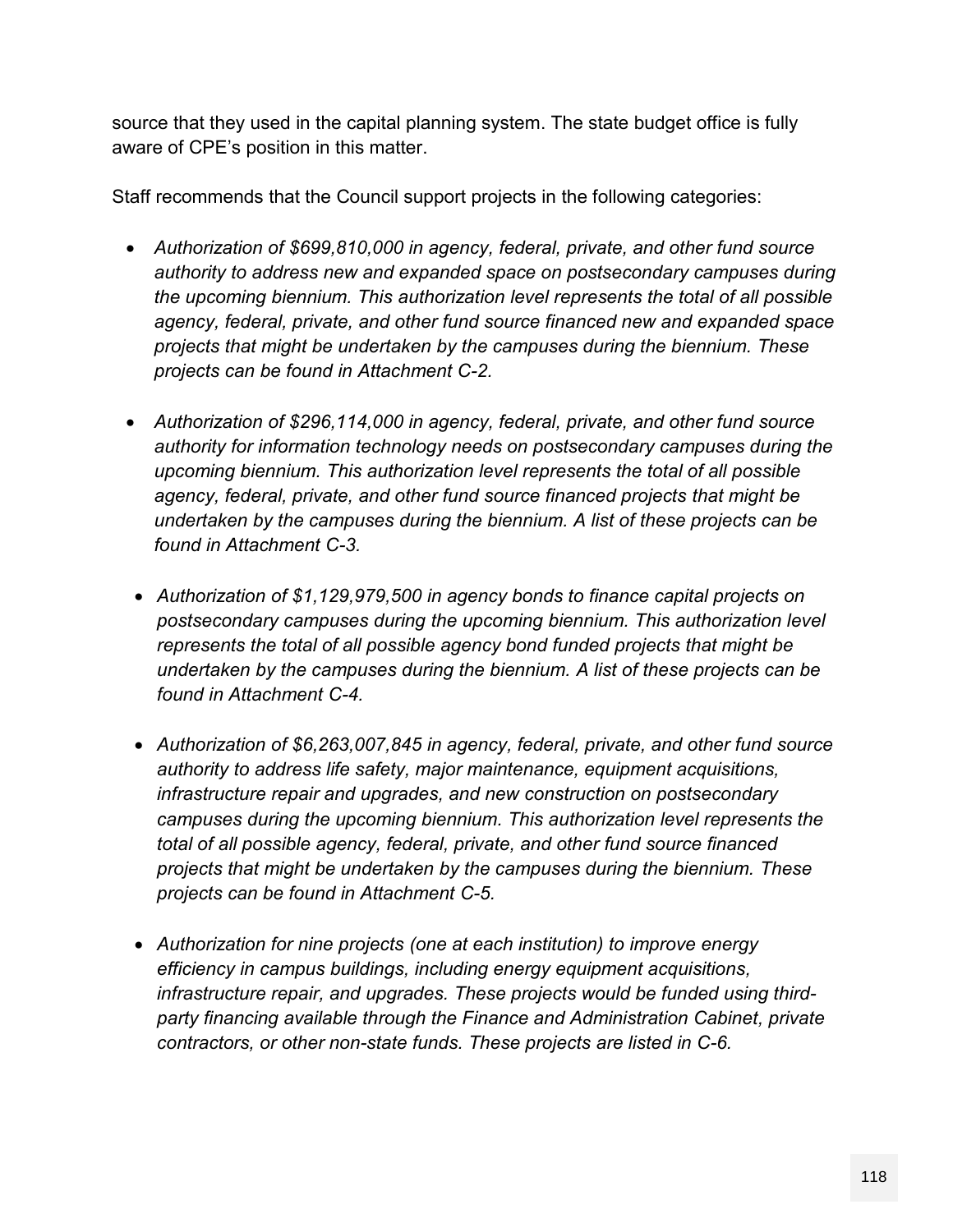source that they used in the capital planning system. The state budget office is fully aware of CPE's position in this matter.

Staff recommends that the Council support projects in the following categories:

- *Authorization of $699,810,000 in agency, federal, private, and other fund source authority to address new and expanded space on postsecondary campuses during the upcoming biennium. This authorization level represents the total of all possible agency, federal, private, and other fund source financed new and expanded space projects that might be undertaken by the campuses during the biennium. These projects can be found in Attachment C-2.*

- *Authorization of $296,114,000 in agency, federal, private, and other fund source authority for information technology needs on postsecondary campuses during the upcoming biennium. This authorization level represents the total of all possible agency, federal, private, and other fund source financed projects that might be undertaken by the campuses during the biennium. A list of these projects can be found in Attachment C-3.*

- *Authorization of $1,129,979,500 in agency bonds to finance capital projects on postsecondary campuses during the upcoming biennium. This authorization level represents the total of all possible agency bond funded projects that might be undertaken by the campuses during the biennium. A list of these projects can be found in Attachment C-4.*

- *Authorization of $6,263,007,845 in agency, federal, private, and other fund source authority to address life safety, major maintenance, equipment acquisitions, infrastructure repair and upgrades, and new construction on postsecondary campuses during the upcoming biennium. This authorization level represents the total of all possible agency, federal, private, and other fund source financed projects that might be undertaken by the campuses during the biennium. These projects can be found in Attachment C-5.*

- *Authorization for nine projects (one at each institution) to improve energy efficiency in campus buildings, including energy equipment acquisitions, infrastructure repair, and upgrades. These projects would be funded using third-party financing available through the Finance and Administration Cabinet, private contractors, or other non-state funds. These projects are listed in C-6.*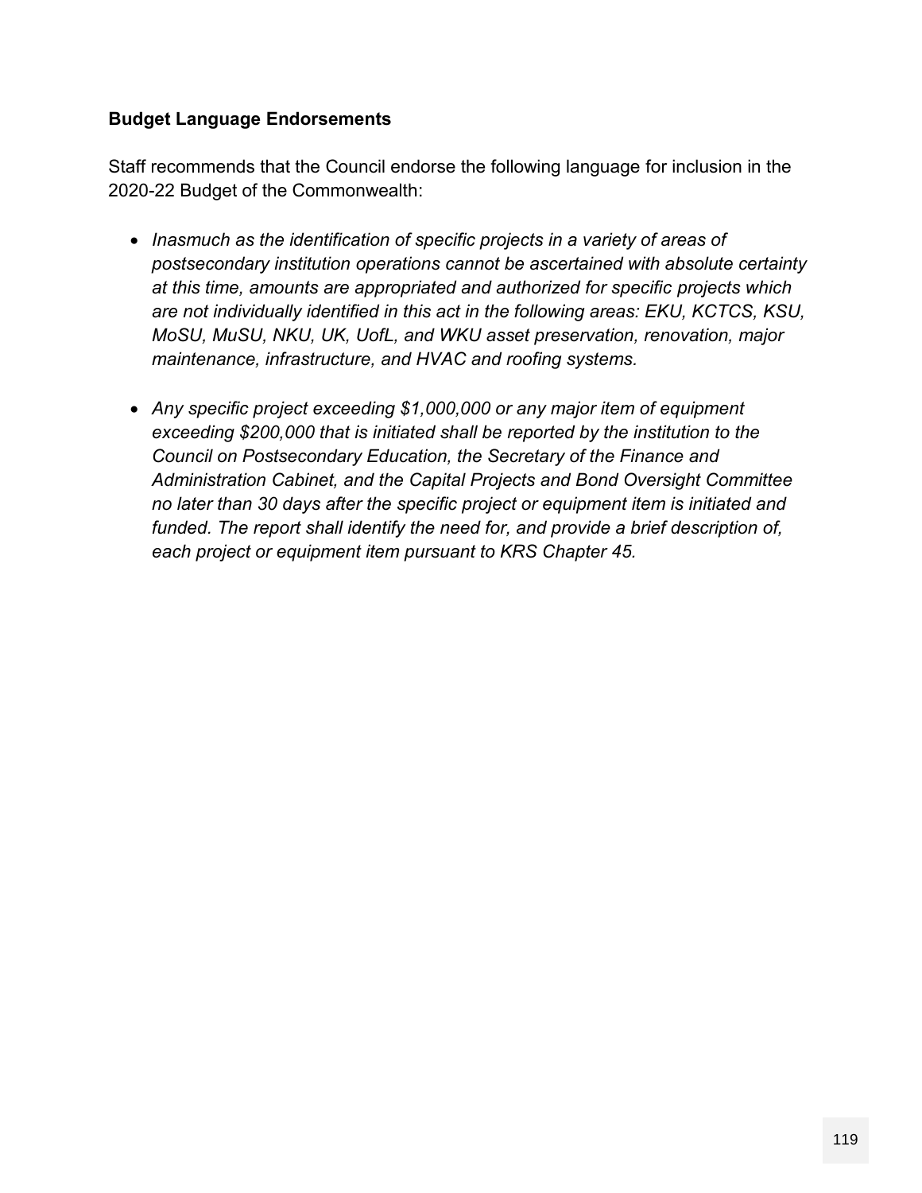**Budget Language Endorsements**

Staff recommends that the Council endorse the following language for inclusion in the 2020-22 Budget of the Commonwealth:

- *Inasmuch as the identification of specific projects in a variety of areas of postsecondary institution operations cannot be ascertained with absolute certainty at this time, amounts are appropriated and authorized for specific projects which are not individually identified in this act in the following areas: EKU, KCTCS, KSU, MoSU, MuSU, NKU, UK, UofL, and WKU asset preservation, renovation, major maintenance, infrastructure, and HVAC and roofing systems.*

- *Any specific project exceeding $1,000,000 or any major item of equipment exceeding $200,000 that is initiated shall be reported by the institution to the Council on Postsecondary Education, the Secretary of the Finance and Administration Cabinet, and the Capital Projects and Bond Oversight Committee no later than 30 days after the specific project or equipment item is initiated and funded. The report shall identify the need for, and provide a brief description of, each project or equipment item pursuant to KRS Chapter 45.*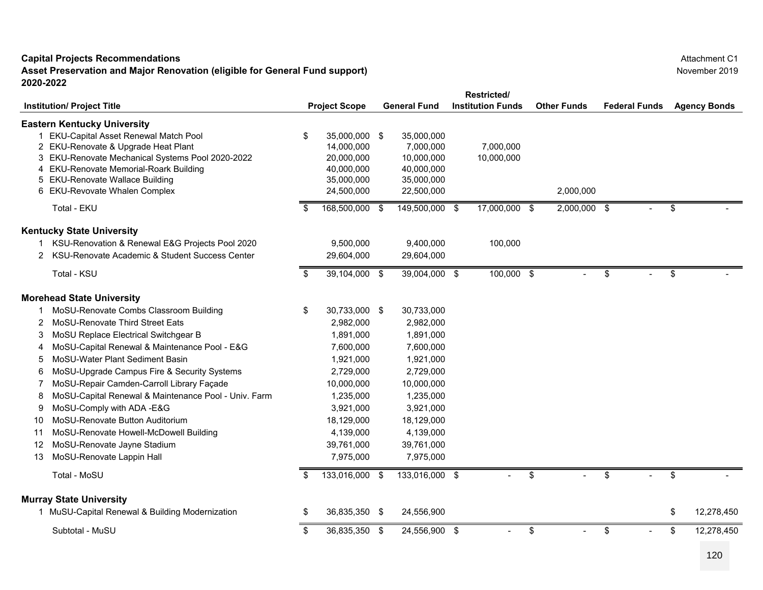**Capital Projects Recommendations**
**Asset Preservation and Major Renovation (eligible for General Fund support)**
**2020-2022**

Attachment C1
November 2019

| Institution/ Project Title | Project Scope | General Fund | Restricted/ Institution Funds | Other Funds | Federal Funds | Agency Bonds |
|---|---|---|---|---|---|---|
| **Eastern Kentucky University** | | | | | | |
| 1 EKU-Capital Asset Renewal Match Pool | $ 35,000,000 | $ 35,000,000 | | | | |
| 2 EKU-Renovate & Upgrade Heat Plant | 14,000,000 | 7,000,000 | 7,000,000 | | | |
| 3 EKU-Renovate Mechanical Systems Pool 2020-2022 | 20,000,000 | 10,000,000 | 10,000,000 | | | |
| 4 EKU-Renovate Memorial-Roark Building | 40,000,000 | 40,000,000 | | | | |
| 5 EKU-Renovate Wallace Building | 35,000,000 | 35,000,000 | | | | |
| 6 EKU-Revovate Whalen Complex | 24,500,000 | 22,500,000 | | 2,000,000 | | |
| Total - EKU | $ 168,500,000 | $ 149,500,000 | $ 17,000,000 | $ 2,000,000 | $ - | $ - |
| **Kentucky State University** | | | | | | |
| 1 KSU-Renovation & Renewal E&G Projects Pool 2020 | 9,500,000 | 9,400,000 | 100,000 | | | |
| 2 KSU-Renovate Academic & Student Success Center | 29,604,000 | 29,604,000 | | | | |
| Total - KSU | $ 39,104,000 | $ 39,004,000 | $ 100,000 | $ - | $ - | $ - |
| **Morehead State University** | | | | | | |
| 1 MoSU-Renovate Combs Classroom Building | $ 30,733,000 | $ 30,733,000 | | | | |
| 2 MoSU-Renovate Third Street Eats | 2,982,000 | 2,982,000 | | | | |
| 3 MoSU Replace Electrical Switchgear B | 1,891,000 | 1,891,000 | | | | |
| 4 MoSU-Capital Renewal & Maintenance Pool - E&G | 7,600,000 | 7,600,000 | | | | |
| 5 MoSU-Water Plant Sediment Basin | 1,921,000 | 1,921,000 | | | | |
| 6 MoSU-Upgrade Campus Fire & Security Systems | 2,729,000 | 2,729,000 | | | | |
| 7 MoSU-Repair Camden-Carroll Library Façade | 10,000,000 | 10,000,000 | | | | |
| 8 MoSU-Capital Renewal & Maintenance Pool - Univ. Farm | 1,235,000 | 1,235,000 | | | | |
| 9 MoSU-Comply with ADA -E&G | 3,921,000 | 3,921,000 | | | | |
| 10 MoSU-Renovate Button Auditorium | 18,129,000 | 18,129,000 | | | | |
| 11 MoSU-Renovate Howell-McDowell Building | 4,139,000 | 4,139,000 | | | | |
| 12 MoSU-Renovate Jayne Stadium | 39,761,000 | 39,761,000 | | | | |
| 13 MoSU-Renovate Lappin Hall | 7,975,000 | 7,975,000 | | | | |
| Total - MoSU | $ 133,016,000 | $ 133,016,000 | $ - | $ - | $ - | $ - |
| **Murray State University** | | | | | | |
| 1 MuSU-Capital Renewal & Building Modernization | $ 36,835,350 | $ 24,556,900 | | | | $ 12,278,450 |
| Subtotal - MuSU | $ 36,835,350 | $ 24,556,900 | $ - | $ - | $ - | $ 12,278,450 |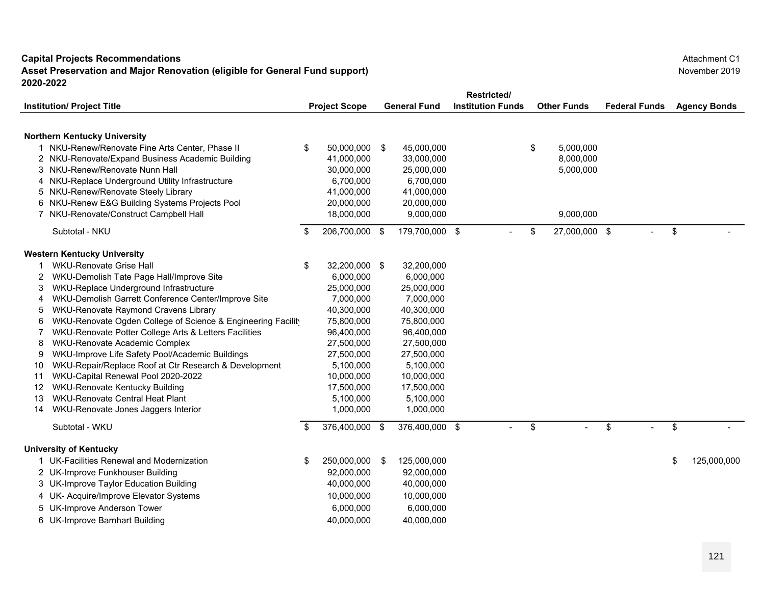**Capital Projects Recommendations**
**Asset Preservation and Major Renovation (eligible for General Fund support)**
**2020-2022**

Attachment C1
November 2019

| Institution/ Project Title | Project Scope | General Fund | Restricted/ Institution Funds | Other Funds | Federal Funds | Agency Bonds |
|---|---|---|---|---|---|---|
| **Northern Kentucky University** | | | | | | |
| 1 NKU-Renew/Renovate Fine Arts Center, Phase II | $ 50,000,000 | $ 45,000,000 | | $ 5,000,000 | | |
| 2 NKU-Renovate/Expand Business Academic Building | 41,000,000 | 33,000,000 | | 8,000,000 | | |
| 3 NKU-Renew/Renovate Nunn Hall | 30,000,000 | 25,000,000 | | 5,000,000 | | |
| 4 NKU-Replace Underground Utility Infrastructure | 6,700,000 | 6,700,000 | | | | |
| 5 NKU-Renew/Renovate Steely Library | 41,000,000 | 41,000,000 | | | | |
| 6 NKU-Renew E&G Building Systems Projects Pool | 20,000,000 | 20,000,000 | | | | |
| 7 NKU-Renovate/Construct Campbell Hall | 18,000,000 | 9,000,000 | | 9,000,000 | | |
| Subtotal - NKU | $ 206,700,000 | $ 179,700,000 | $ - | $ 27,000,000 | $ - | $ - |
| **Western Kentucky University** | | | | | | |
| 1 WKU-Renovate Grise Hall | $ 32,200,000 | $ 32,200,000 | | | | |
| 2 WKU-Demolish Tate Page Hall/Improve Site | 6,000,000 | 6,000,000 | | | | |
| 3 WKU-Replace Underground Infrastructure | 25,000,000 | 25,000,000 | | | | |
| 4 WKU-Demolish Garrett Conference Center/Improve Site | 7,000,000 | 7,000,000 | | | | |
| 5 WKU-Renovate Raymond Cravens Library | 40,300,000 | 40,300,000 | | | | |
| 6 WKU-Renovate Ogden College of Science & Engineering Facility | 75,800,000 | 75,800,000 | | | | |
| 7 WKU-Renovate Potter College Arts & Letters Facilities | 96,400,000 | 96,400,000 | | | | |
| 8 WKU-Renovate Academic Complex | 27,500,000 | 27,500,000 | | | | |
| 9 WKU-Improve Life Safety Pool/Academic Buildings | 27,500,000 | 27,500,000 | | | | |
| 10 WKU-Repair/Replace Roof at Ctr Research & Development | 5,100,000 | 5,100,000 | | | | |
| 11 WKU-Capital Renewal Pool 2020-2022 | 10,000,000 | 10,000,000 | | | | |
| 12 WKU-Renovate Kentucky Building | 17,500,000 | 17,500,000 | | | | |
| 13 WKU-Renovate Central Heat Plant | 5,100,000 | 5,100,000 | | | | |
| 14 WKU-Renovate Jones Jaggers Interior | 1,000,000 | 1,000,000 | | | | |
| Subtotal - WKU | $ 376,400,000 | $ 376,400,000 | $ - | $ - | $ - | $ - |
| **University of Kentucky** | | | | | | |
| 1 UK-Facilities Renewal and Modernization | $ 250,000,000 | $ 125,000,000 | | | | $ 125,000,000 |
| 2 UK-Improve Funkhouser Building | 92,000,000 | 92,000,000 | | | | |
| 3 UK-Improve Taylor Education Building | 40,000,000 | 40,000,000 | | | | |
| 4 UK- Acquire/Improve Elevator Systems | 10,000,000 | 10,000,000 | | | | |
| 5 UK-Improve Anderson Tower | 6,000,000 | 6,000,000 | | | | |
| 6 UK-Improve Barnhart Building | 40,000,000 | 40,000,000 | | | | |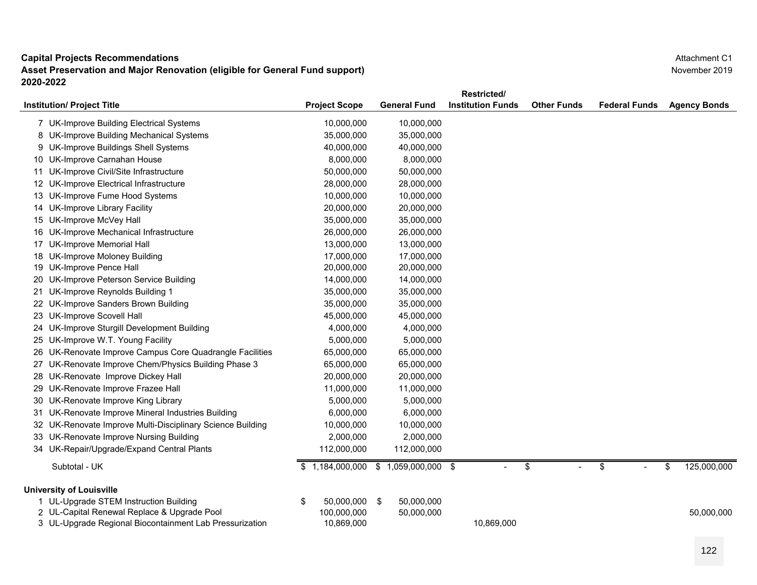**Capital Projects Recommendations**
**Asset Preservation and Major Renovation (eligible for General Fund support)**
**2020-2022**

Attachment C1
November 2019

| Institution/ Project Title | Project Scope | General Fund | Restricted/ Institution Funds | Other Funds | Federal Funds | Agency Bonds |
|---|---|---|---|---|---|---|
| 7 UK-Improve Building Electrical Systems | 10,000,000 | 10,000,000 | | | | |
| 8 UK-Improve Building Mechanical Systems | 35,000,000 | 35,000,000 | | | | |
| 9 UK-Improve Buildings Shell Systems | 40,000,000 | 40,000,000 | | | | |
| 10 UK-Improve Carnahan House | 8,000,000 | 8,000,000 | | | | |
| 11 UK-Improve Civil/Site Infrastructure | 50,000,000 | 50,000,000 | | | | |
| 12 UK-Improve Electrical Infrastructure | 28,000,000 | 28,000,000 | | | | |
| 13 UK-Improve Fume Hood Systems | 10,000,000 | 10,000,000 | | | | |
| 14 UK-Improve Library Facility | 20,000,000 | 20,000,000 | | | | |
| 15 UK-Improve McVey Hall | 35,000,000 | 35,000,000 | | | | |
| 16 UK-Improve Mechanical Infrastructure | 26,000,000 | 26,000,000 | | | | |
| 17 UK-Improve Memorial Hall | 13,000,000 | 13,000,000 | | | | |
| 18 UK-Improve Moloney Building | 17,000,000 | 17,000,000 | | | | |
| 19 UK-Improve Pence Hall | 20,000,000 | 20,000,000 | | | | |
| 20 UK-Improve Peterson Service Building | 14,000,000 | 14,000,000 | | | | |
| 21 UK-Improve Reynolds Building 1 | 35,000,000 | 35,000,000 | | | | |
| 22 UK-Improve Sanders Brown Building | 35,000,000 | 35,000,000 | | | | |
| 23 UK-Improve Scovell Hall | 45,000,000 | 45,000,000 | | | | |
| 24 UK-Improve Sturgill Development Building | 4,000,000 | 4,000,000 | | | | |
| 25 UK-Improve W.T. Young Facility | 5,000,000 | 5,000,000 | | | | |
| 26 UK-Renovate Improve Campus Core Quadrangle Facilities | 65,000,000 | 65,000,000 | | | | |
| 27 UK-Renovate Improve Chem/Physics Building Phase 3 | 65,000,000 | 65,000,000 | | | | |
| 28 UK-Renovate Improve Dickey Hall | 20,000,000 | 20,000,000 | | | | |
| 29 UK-Renovate Improve Frazee Hall | 11,000,000 | 11,000,000 | | | | |
| 30 UK-Renovate Improve King Library | 5,000,000 | 5,000,000 | | | | |
| 31 UK-Renovate Improve Mineral Industries Building | 6,000,000 | 6,000,000 | | | | |
| 32 UK-Renovate Improve Multi-Disciplinary Science Building | 10,000,000 | 10,000,000 | | | | |
| 33 UK-Renovate Improve Nursing Building | 2,000,000 | 2,000,000 | | | | |
| 34 UK-Repair/Upgrade/Expand Central Plants | 112,000,000 | 112,000,000 | | | | |
| Subtotal - UK | $ 1,184,000,000 | $ 1,059,000,000 | $ - | $ - | $ - | $ 125,000,000 |
| **University of Louisville** | | | | | | |
| 1 UL-Upgrade STEM Instruction Building | $ 50,000,000 | $ 50,000,000 | | | | |
| 2 UL-Capital Renewal Replace & Upgrade Pool | 100,000,000 | 50,000,000 | | | | 50,000,000 |
| 3 UL-Upgrade Regional Biocontainment Lab Pressurization | 10,869,000 | | 10,869,000 | | | |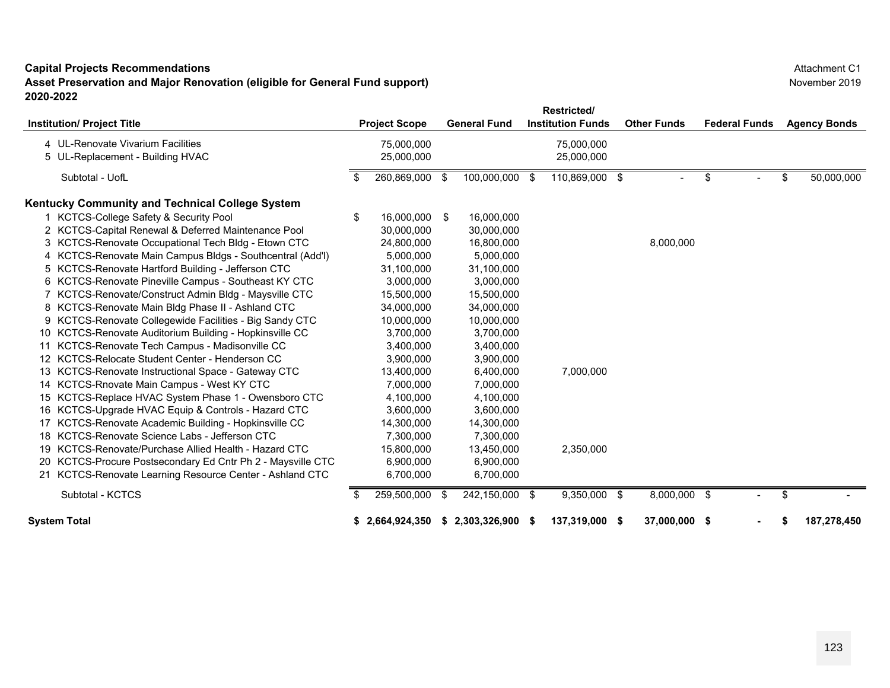**Capital Projects Recommendations**
**Asset Preservation and Major Renovation (eligible for General Fund support)**
**2020-2022**

Attachment C1
November 2019

| Institution/ Project Title | Project Scope | General Fund | Restricted/ Institution Funds | Other Funds | Federal Funds | Agency Bonds |
|---|---|---|---|---|---|---|
| 4 UL-Renovate Vivarium Facilities | 75,000,000 | | 75,000,000 | | | |
| 5 UL-Replacement - Building HVAC | 25,000,000 | | 25,000,000 | | | |
| Subtotal - UofL | $ 260,869,000 | $ 100,000,000 | $ 110,869,000 | $ - | $ - | $ 50,000,000 |
| **Kentucky Community and Technical College System** | | | | | | |
| 1 KCTCS-College Safety & Security Pool | $ 16,000,000 | $ 16,000,000 | | | | |
| 2 KCTCS-Capital Renewal & Deferred Maintenance Pool | 30,000,000 | 30,000,000 | | | | |
| 3 KCTCS-Renovate Occupational Tech Bldg - Etown CTC | 24,800,000 | 16,800,000 | | 8,000,000 | | |
| 4 KCTCS-Renovate Main Campus Bldgs - Southcentral (Add'l) | 5,000,000 | 5,000,000 | | | | |
| 5 KCTCS-Renovate Hartford Building - Jefferson CTC | 31,100,000 | 31,100,000 | | | | |
| 6 KCTCS-Renovate Pineville Campus - Southeast KY CTC | 3,000,000 | 3,000,000 | | | | |
| 7 KCTCS-Renovate/Construct Admin Bldg - Maysville CTC | 15,500,000 | 15,500,000 | | | | |
| 8 KCTCS-Renovate Main Bldg Phase II - Ashland CTC | 34,000,000 | 34,000,000 | | | | |
| 9 KCTCS-Renovate Collegewide Facilities - Big Sandy CTC | 10,000,000 | 10,000,000 | | | | |
| 10 KCTCS-Renovate Auditorium Building - Hopkinsville CC | 3,700,000 | 3,700,000 | | | | |
| 11 KCTCS-Renovate Tech Campus - Madisonville CC | 3,400,000 | 3,400,000 | | | | |
| 12 KCTCS-Relocate Student Center - Henderson CC | 3,900,000 | 3,900,000 | | | | |
| 13 KCTCS-Renovate Instructional Space - Gateway CTC | 13,400,000 | 6,400,000 | 7,000,000 | | | |
| 14 KCTCS-Rnovate Main Campus - West KY CTC | 7,000,000 | 7,000,000 | | | | |
| 15 KCTCS-Replace HVAC System Phase 1 - Owensboro CTC | 4,100,000 | 4,100,000 | | | | |
| 16 KCTCS-Upgrade HVAC Equip & Controls - Hazard CTC | 3,600,000 | 3,600,000 | | | | |
| 17 KCTCS-Renovate Academic Building - Hopkinsville CC | 14,300,000 | 14,300,000 | | | | |
| 18 KCTCS-Renovate Science Labs - Jefferson CTC | 7,300,000 | 7,300,000 | | | | |
| 19 KCTCS-Renovate/Purchase Allied Health - Hazard CTC | 15,800,000 | 13,450,000 | 2,350,000 | | | |
| 20 KCTCS-Procure Postsecondary Ed Cntr Ph 2 - Maysville CTC | 6,900,000 | 6,900,000 | | | | |
| 21 KCTCS-Renovate Learning Resource Center - Ashland CTC | 6,700,000 | 6,700,000 | | | | |
| Subtotal - KCTCS | $ 259,500,000 | $ 242,150,000 | $ 9,350,000 | $ 8,000,000 | $ - | $ - |
| **System Total** | **$ 2,664,924,350** | **$ 2,303,326,900** | **$ 137,319,000** | **$ 37,000,000** | **$ -** | **$ 187,278,450** |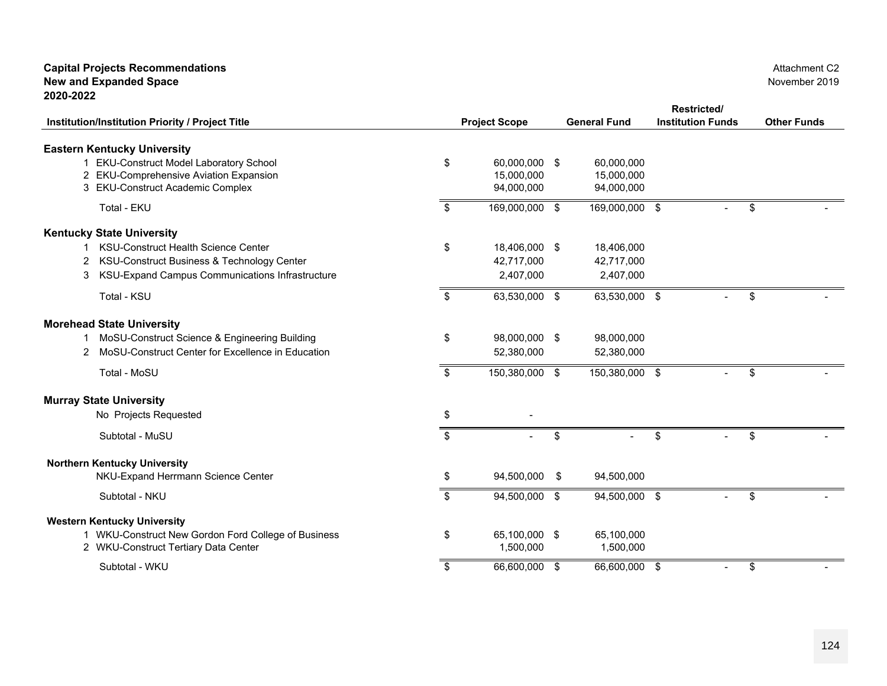**Capital Projects Recommendations**
**New and Expanded Space**
**2020-2022**

Attachment C2
November 2019

| Institution/Institution Priority / Project Title | Project Scope | General Fund | Restricted/ Institution Funds | Other Funds |
|---|---|---|---|---|
| **Eastern Kentucky University** | | | | |
| 1 EKU-Construct Model Laboratory School | $ 60,000,000 | $ 60,000,000 | | |
| 2 EKU-Comprehensive Aviation Expansion | 15,000,000 | 15,000,000 | | |
| 3 EKU-Construct Academic Complex | 94,000,000 | 94,000,000 | | |
| Total - EKU | $ 169,000,000 | $ 169,000,000 | $ - | $ - |
| **Kentucky State University** | | | | |
| 1 KSU-Construct Health Science Center | $ 18,406,000 | $ 18,406,000 | | |
| 2 KSU-Construct Business & Technology Center | 42,717,000 | 42,717,000 | | |
| 3 KSU-Expand Campus Communications Infrastructure | 2,407,000 | 2,407,000 | | |
| Total - KSU | $ 63,530,000 | $ 63,530,000 | $ - | $ - |
| **Morehead State University** | | | | |
| 1 MoSU-Construct Science & Engineering Building | $ 98,000,000 | $ 98,000,000 | | |
| 2 MoSU-Construct Center for Excellence in Education | 52,380,000 | 52,380,000 | | |
| Total - MoSU | $ 150,380,000 | $ 150,380,000 | $ - | $ - |
| **Murray State University** | | | | |
| No Projects Requested | $ - | | | |
| Subtotal - MuSU | $ - | $ - | $ - | $ - |
| **Northern Kentucky University** | | | | |
| NKU-Expand Herrmann Science Center | $ 94,500,000 | $ 94,500,000 | | |
| Subtotal - NKU | $ 94,500,000 | $ 94,500,000 | $ - | $ - |
| **Western Kentucky University** | | | | |
| 1 WKU-Construct New Gordon Ford College of Business | $ 65,100,000 | $ 65,100,000 | | |
| 2 WKU-Construct Tertiary Data Center | 1,500,000 | 1,500,000 | | |
| Subtotal - WKU | $ 66,600,000 | $ 66,600,000 | $ - | $ - |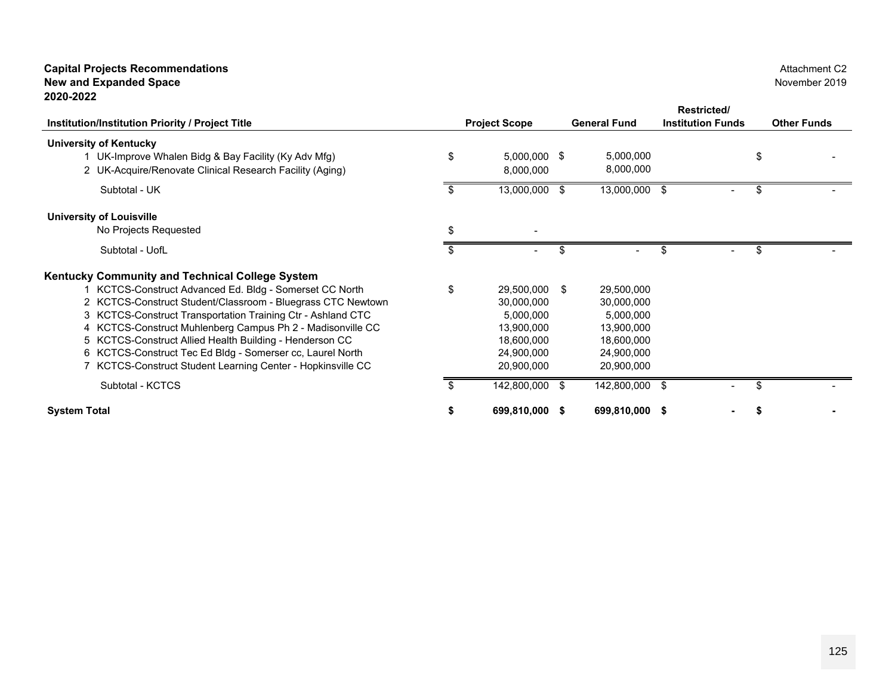**Capital Projects Recommendations**
**New and Expanded Space**
**2020-2022**

Attachment C2
November 2019

| Institution/Institution Priority / Project Title | Project Scope | General Fund | Restricted/ Institution Funds | Other Funds |
|---|---|---|---|---|
| **University of Kentucky** | | | | |
| 1 UK-Improve Whalen Bidg & Bay Facility (Ky Adv Mfg) | $ 5,000,000 | $ 5,000,000 | | $ - |
| 2 UK-Acquire/Renovate Clinical Research Facility (Aging) | 8,000,000 | 8,000,000 | | |
| Subtotal - UK | $ 13,000,000 | $ 13,000,000 | $ - | $ - |
| **University of Louisville** | | | | |
| No Projects Requested | $ - | | | |
| Subtotal - UofL | $ - | $ - | $ - | $ - |
| **Kentucky Community and Technical College System** | | | | |
| 1 KCTCS-Construct Advanced Ed. Bldg - Somerset CC North | $ 29,500,000 | $ 29,500,000 | | |
| 2 KCTCS-Construct Student/Classroom - Bluegrass CTC Newtown | 30,000,000 | 30,000,000 | | |
| 3 KCTCS-Construct Transportation Training Ctr - Ashland CTC | 5,000,000 | 5,000,000 | | |
| 4 KCTCS-Construct Muhlenberg Campus Ph 2 - Madisonville CC | 13,900,000 | 13,900,000 | | |
| 5 KCTCS-Construct Allied Health Building - Henderson CC | 18,600,000 | 18,600,000 | | |
| 6 KCTCS-Construct Tec Ed Bldg - Somerser cc, Laurel North | 24,900,000 | 24,900,000 | | |
| 7 KCTCS-Construct Student Learning Center - Hopkinsville CC | 20,900,000 | 20,900,000 | | |
| Subtotal - KCTCS | $ 142,800,000 | $ 142,800,000 | $ - | $ - |
| **System Total** | **$ 699,810,000** | **$ 699,810,000** | **$ -** | **$ -** |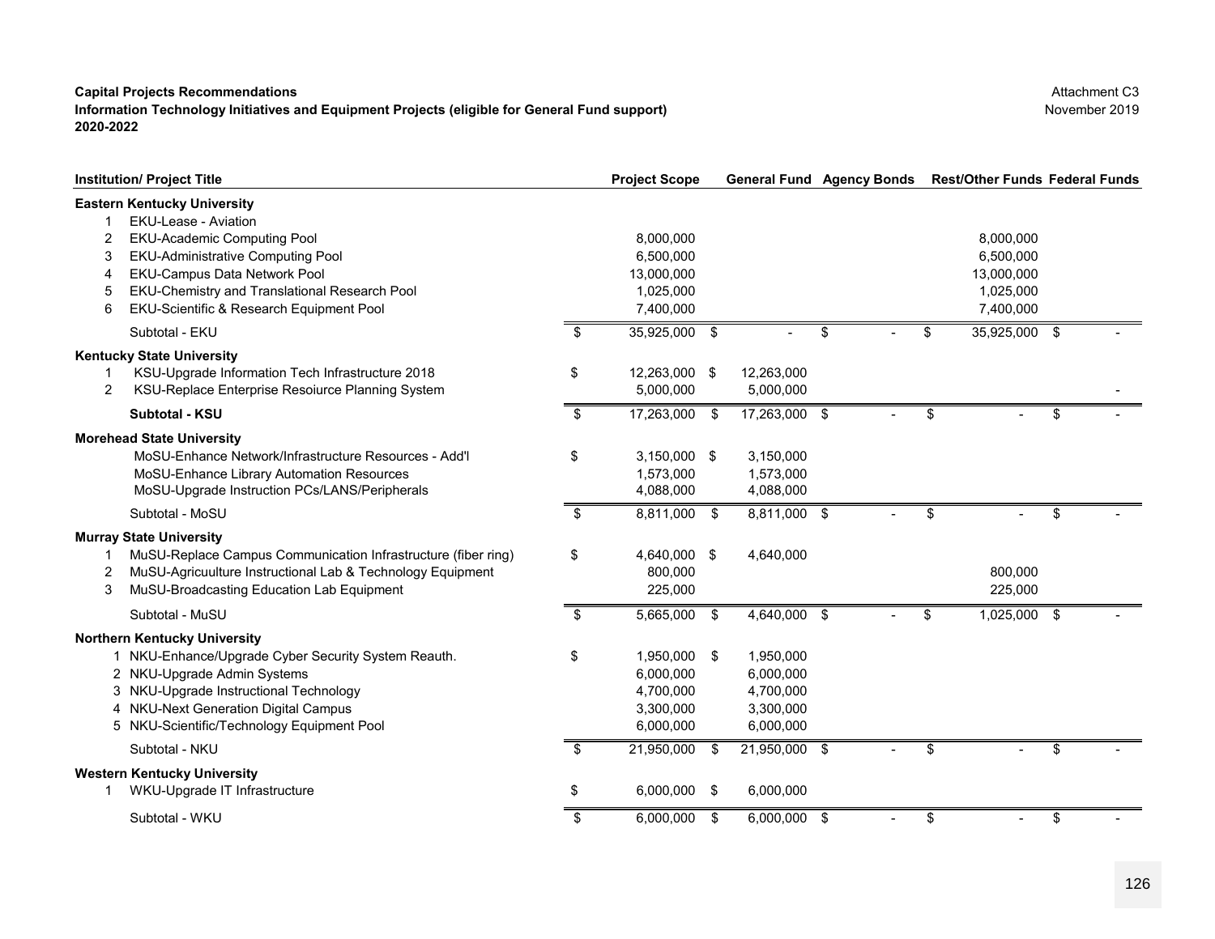**Capital Projects Recommendations**
**Information Technology Initiatives and Equipment Projects (eligible for General Fund support)**
**2020-2022**

Attachment C3
November 2019

| | Institution/ Project Title | Project Scope | General Fund | Agency Bonds | Rest/Other Funds | Federal Funds |
|---|---|---|---|---|---|---|
| | **Eastern Kentucky University** | | | | | |
| 1 | EKU-Lease - Aviation | | | | | |
| 2 | EKU-Academic Computing Pool | 8,000,000 | | | 8,000,000 | |
| 3 | EKU-Administrative Computing Pool | 6,500,000 | | | 6,500,000 | |
| 4 | EKU-Campus Data Network Pool | 13,000,000 | | | 13,000,000 | |
| 5 | EKU-Chemistry and Translational Research Pool | 1,025,000 | | | 1,025,000 | |
| 6 | EKU-Scientific & Research Equipment Pool | 7,400,000 | | | 7,400,000 | |
| | Subtotal - EKU | $ 35,925,000 | $ - | $ - | $ 35,925,000 | $ - |
| | **Kentucky State University** | | | | | |
| 1 | KSU-Upgrade Information Tech Infrastructure 2018 | $ 12,263,000 | $ 12,263,000 | | | |
| 2 | KSU-Replace Enterprise Resoiurce Planning System | 5,000,000 | 5,000,000 | | | - |
| | **Subtotal - KSU** | $ 17,263,000 | $ 17,263,000 | $ - | $ - | $ - |
| | **Morehead State University** | | | | | |
| | MoSU-Enhance Network/Infrastructure Resources - Add'l | $ 3,150,000 | $ 3,150,000 | | | |
| | MoSU-Enhance Library Automation Resources | 1,573,000 | 1,573,000 | | | |
| | MoSU-Upgrade Instruction PCs/LANS/Peripherals | 4,088,000 | 4,088,000 | | | |
| | Subtotal - MoSU | $ 8,811,000 | $ 8,811,000 | $ - | $ - | $ - |
| | **Murray State University** | | | | | |
| 1 | MuSU-Replace Campus Communication Infrastructure (fiber ring) | $ 4,640,000 | $ 4,640,000 | | | |
| 2 | MuSU-Agricuulture Instructional Lab & Technology Equipment | 800,000 | | | 800,000 | |
| 3 | MuSU-Broadcasting Education Lab Equipment | 225,000 | | | 225,000 | |
| | Subtotal - MuSU | $ 5,665,000 | $ 4,640,000 | $ - | $ 1,025,000 | $ - |
| | **Northern Kentucky University** | | | | | |
| 1 | NKU-Enhance/Upgrade Cyber Security System Reauth. | $ 1,950,000 | $ 1,950,000 | | | |
| 2 | NKU-Upgrade Admin Systems | 6,000,000 | 6,000,000 | | | |
| 3 | NKU-Upgrade Instructional Technology | 4,700,000 | 4,700,000 | | | |
| 4 | NKU-Next Generation Digital Campus | 3,300,000 | 3,300,000 | | | |
| 5 | NKU-Scientific/Technology Equipment Pool | 6,000,000 | 6,000,000 | | | |
| | Subtotal - NKU | $ 21,950,000 | $ 21,950,000 | $ - | $ - | $ - |
| | **Western Kentucky University** | | | | | |
| 1 | WKU-Upgrade IT Infrastructure | $ 6,000,000 | $ 6,000,000 | | | |
| | Subtotal - WKU | $ 6,000,000 | $ 6,000,000 | $ - | $ - | $ - |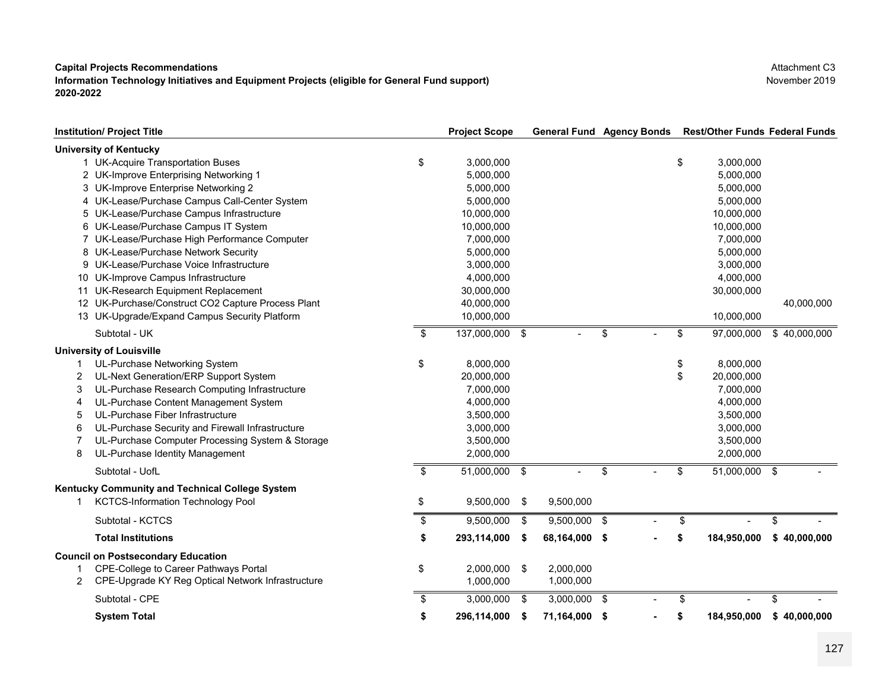**Capital Projects Recommendations**
**Information Technology Initiatives and Equipment Projects (eligible for General Fund support)**
**2020-2022**

Attachment C3
November 2019

| Institution/ Project Title | Project Scope | General Fund | Agency Bonds | Rest/Other Funds | Federal Funds |
|---|---|---|---|---|---|
| **University of Kentucky** | | | | | |
| 1 UK-Acquire Transportation Buses | $ 3,000,000 | | | $ 3,000,000 | |
| 2 UK-Improve Enterprising Networking 1 | 5,000,000 | | | 5,000,000 | |
| 3 UK-Improve Enterprise Networking 2 | 5,000,000 | | | 5,000,000 | |
| 4 UK-Lease/Purchase Campus Call-Center System | 5,000,000 | | | 5,000,000 | |
| 5 UK-Lease/Purchase Campus Infrastructure | 10,000,000 | | | 10,000,000 | |
| 6 UK-Lease/Purchase Campus IT System | 10,000,000 | | | 10,000,000 | |
| 7 UK-Lease/Purchase High Performance Computer | 7,000,000 | | | 7,000,000 | |
| 8 UK-Lease/Purchase Network Security | 5,000,000 | | | 5,000,000 | |
| 9 UK-Lease/Purchase Voice Infrastructure | 3,000,000 | | | 3,000,000 | |
| 10 UK-Improve Campus Infrastructure | 4,000,000 | | | 4,000,000 | |
| 11 UK-Research Equipment Replacement | 30,000,000 | | | 30,000,000 | |
| 12 UK-Purchase/Construct CO2 Capture Process Plant | 40,000,000 | | | | 40,000,000 |
| 13 UK-Upgrade/Expand Campus Security Platform | 10,000,000 | | | 10,000,000 | |
| Subtotal - UK | $ 137,000,000 | $ - | $ - | $ 97,000,000 | $ 40,000,000 |
| **University of Louisville** | | | | | |
| 1 UL-Purchase Networking System | $ 8,000,000 | | | $ 8,000,000 | |
| 2 UL-Next Generation/ERP Support System | 20,000,000 | | | $ 20,000,000 | |
| 3 UL-Purchase Research Computing Infrastructure | 7,000,000 | | | 7,000,000 | |
| 4 UL-Purchase Content Management System | 4,000,000 | | | 4,000,000 | |
| 5 UL-Purchase Fiber Infrastructure | 3,500,000 | | | 3,500,000 | |
| 6 UL-Purchase Security and Firewall Infrastructure | 3,000,000 | | | 3,000,000 | |
| 7 UL-Purchase Computer Processing System & Storage | 3,500,000 | | | 3,500,000 | |
| 8 UL-Purchase Identity Management | 2,000,000 | | | 2,000,000 | |
| Subtotal - UofL | $ 51,000,000 | $ - | $ - | $ 51,000,000 | $ - |
| **Kentucky Community and Technical College System** | | | | | |
| 1 KCTCS-Information Technology Pool | $ 9,500,000 | $ 9,500,000 | | | |
| Subtotal - KCTCS | $ 9,500,000 | $ 9,500,000 | $ - | $ - | $ - |
| **Total Institutions** | **$ 293,114,000** | **$ 68,164,000** | **$ -** | **$ 184,950,000** | **$ 40,000,000** |
| **Council on Postsecondary Education** | | | | | |
| 1 CPE-College to Career Pathways Portal | $ 2,000,000 | $ 2,000,000 | | | |
| 2 CPE-Upgrade KY Reg Optical Network Infrastructure | 1,000,000 | 1,000,000 | | | |
| Subtotal - CPE | $ 3,000,000 | $ 3,000,000 | $ - | $ - | $ - |
| **System Total** | **$ 296,114,000** | **$ 71,164,000** | **$ -** | **$ 184,950,000** | **$ 40,000,000** |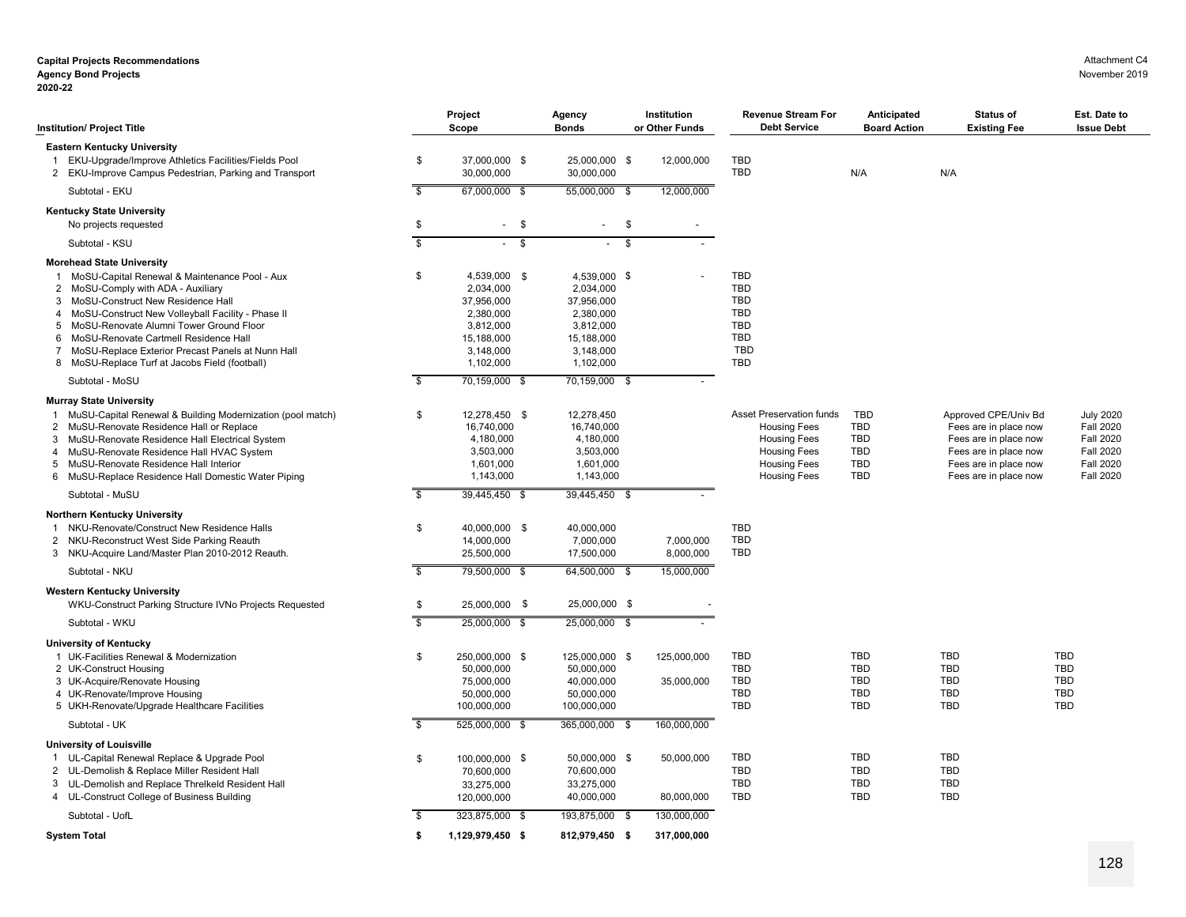**Capital Projects Recommendations**
**Agency Bond Projects**
**2020-22**

Attachment C4
November 2019

| Institution/ Project Title | Project Scope | Agency Bonds | Institution or Other Funds | Revenue Stream For Debt Service | Anticipated Board Action | Status of Existing Fee | Est. Date to Issue Debt |
|---|---|---|---|---|---|---|---|
| **Eastern Kentucky University** | | | | | | | |
| 1 EKU-Upgrade/Improve Athletics Facilities/Fields Pool | $ 37,000,000 | $ 25,000,000 | $ 12,000,000 | TBD | | | |
| 2 EKU-Improve Campus Pedestrian, Parking and Transport | 30,000,000 | 30,000,000 | | TBD | N/A | N/A | |
| Subtotal - EKU | $ 67,000,000 | $ 55,000,000 | $ 12,000,000 | | | | |
| **Kentucky State University** | | | | | | | |
| No projects requested | $ - | $ - | $ - | | | | |
| Subtotal - KSU | $ - | $ - | $ - | | | | |
| **Morehead State University** | | | | | | | |
| 1 MoSU-Capital Renewal & Maintenance Pool - Aux | $ 4,539,000 | $ 4,539,000 | $ - | TBD | | | |
| 2 MoSU-Comply with ADA - Auxiliary | 2,034,000 | 2,034,000 | | TBD | | | |
| 3 MoSU-Construct New Residence Hall | 37,956,000 | 37,956,000 | | TBD | | | |
| 4 MoSU-Construct New Volleyball Facility - Phase II | 2,380,000 | 2,380,000 | | TBD | | | |
| 5 MoSU-Renovate Alumni Tower Ground Floor | 3,812,000 | 3,812,000 | | TBD | | | |
| 6 MoSU-Renovate Cartmell Residence Hall | 15,188,000 | 15,188,000 | | TBD | | | |
| 7 MoSU-Replace Exterior Precast Panels at Nunn Hall | 3,148,000 | 3,148,000 | | TBD | | | |
| 8 MoSU-Replace Turf at Jacobs Field (football) | 1,102,000 | 1,102,000 | | TBD | | | |
| Subtotal - MoSU | $ 70,159,000 | $ 70,159,000 | $ - | | | | |
| **Murray State University** | | | | | | | |
| 1 MuSU-Capital Renewal & Building Modernization (pool match) | $ 12,278,450 | $ 12,278,450 | | Asset Preservation funds | TBD | Approved CPE/Univ Bd | July 2020 |
| 2 MuSU-Renovate Residence Hall or Replace | 16,740,000 | 16,740,000 | | Housing Fees | TBD | Fees are in place now | Fall 2020 |
| 3 MuSU-Renovate Residence Hall Electrical System | 4,180,000 | 4,180,000 | | Housing Fees | TBD | Fees are in place now | Fall 2020 |
| 4 MuSU-Renovate Residence Hall HVAC System | 3,503,000 | 3,503,000 | | Housing Fees | TBD | Fees are in place now | Fall 2020 |
| 5 MuSU-Renovate Residence Hall Interior | 1,601,000 | 1,601,000 | | Housing Fees | TBD | Fees are in place now | Fall 2020 |
| 6 MuSU-Replace Residence Hall Domestic Water Piping | 1,143,000 | 1,143,000 | | Housing Fees | TBD | Fees are in place now | Fall 2020 |
| Subtotal - MuSU | $ 39,445,450 | $ 39,445,450 | $ - | | | | |
| **Northern Kentucky University** | | | | | | | |
| 1 NKU-Renovate/Construct New Residence Halls | $ 40,000,000 | $ 40,000,000 | | TBD | | | |
| 2 NKU-Reconstruct West Side Parking Reauth | 14,000,000 | 7,000,000 | 7,000,000 | TBD | | | |
| 3 NKU-Acquire Land/Master Plan 2010-2012 Reauth. | 25,500,000 | 17,500,000 | 8,000,000 | TBD | | | |
| Subtotal - NKU | $ 79,500,000 | $ 64,500,000 | $ 15,000,000 | | | | |
| **Western Kentucky University** | | | | | | | |
| WKU-Construct Parking Structure IVNo Projects Requested | $ 25,000,000 | $ 25,000,000 | $ - | | | | |
| Subtotal - WKU | $ 25,000,000 | $ 25,000,000 | $ - | | | | |
| **University of Kentucky** | | | | | | | |
| 1 UK-Facilities Renewal & Modernization | $ 250,000,000 | $ 125,000,000 | $ 125,000,000 | TBD | TBD | TBD | TBD |
| 2 UK-Construct Housing | 50,000,000 | 50,000,000 | | TBD | TBD | TBD | TBD |
| 3 UK-Acquire/Renovate Housing | 75,000,000 | 40,000,000 | 35,000,000 | TBD | TBD | TBD | TBD |
| 4 UK-Renovate/Improve Housing | 50,000,000 | 50,000,000 | | TBD | TBD | TBD | TBD |
| 5 UKH-Renovate/Upgrade Healthcare Facilities | 100,000,000 | 100,000,000 | | TBD | TBD | TBD | TBD |
| Subtotal - UK | $ 525,000,000 | $ 365,000,000 | $ 160,000,000 | | | | |
| **University of Louisville** | | | | | | | |
| 1 UL-Capital Renewal Replace & Upgrade Pool | $ 100,000,000 | $ 50,000,000 | $ 50,000,000 | TBD | TBD | TBD | |
| 2 UL-Demolish & Replace Miller Resident Hall | 70,600,000 | 70,600,000 | | TBD | TBD | TBD | |
| 3 UL-Demolish and Replace Threlkeld Resident Hall | 33,275,000 | 33,275,000 | | TBD | TBD | TBD | |
| 4 UL-Construct College of Business Building | 120,000,000 | 40,000,000 | 80,000,000 | TBD | TBD | TBD | |
| Subtotal - UofL | $ 323,875,000 | $ 193,875,000 | $ 130,000,000 | | | | |
| **System Total** | **$ 1,129,979,450** | **$ 812,979,450** | **$ 317,000,000** | | | | |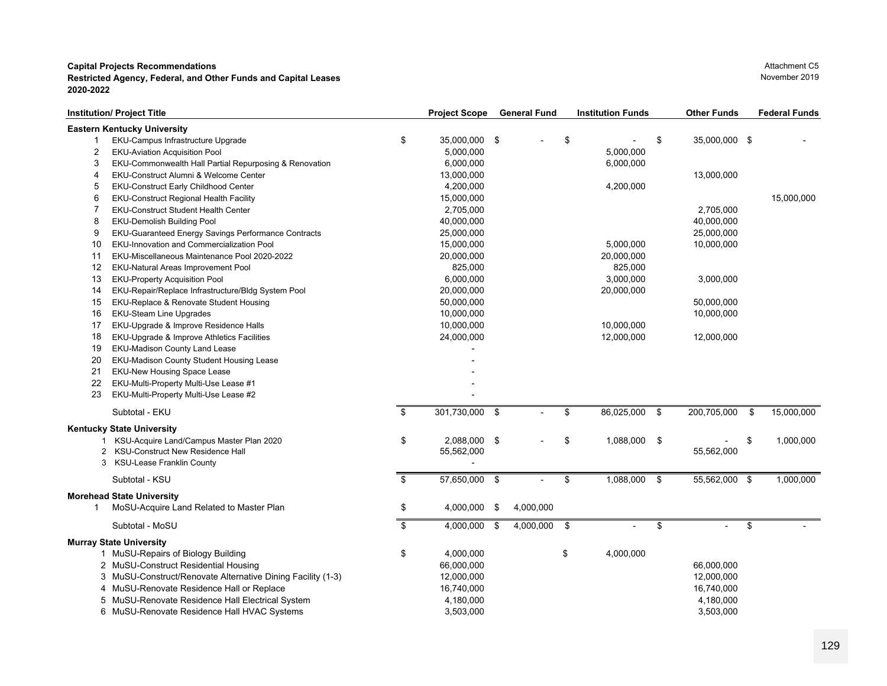**Capital Projects Recommendations**
**Restricted Agency, Federal, and Other Funds and Capital Leases**
**2020-2022**

Attachment C5
November 2019

| | Institution/ Project Title | Project Scope | General Fund | Institution Funds | Other Funds | Federal Funds |
|---|---|---|---|---|---|---|
| | **Eastern Kentucky University** | | | | | |
| 1 | EKU-Campus Infrastructure Upgrade | $ 35,000,000 | $ - | $ - | $ 35,000,000 | $ - |
| 2 | EKU-Aviation Acquisition Pool | 5,000,000 | | 5,000,000 | | |
| 3 | EKU-Commonwealth Hall Partial Repurposing & Renovation | 6,000,000 | | 6,000,000 | | |
| 4 | EKU-Construct Alumni & Welcome Center | 13,000,000 | | | 13,000,000 | |
| 5 | EKU-Construct Early Childhood Center | 4,200,000 | | 4,200,000 | | |
| 6 | EKU-Construct Regional Health Facility | 15,000,000 | | | | 15,000,000 |
| 7 | EKU-Construct Student Health Center | 2,705,000 | | | 2,705,000 | |
| 8 | EKU-Demolish Building Pool | 40,000,000 | | | 40,000,000 | |
| 9 | EKU-Guaranteed Energy Savings Performance Contracts | 25,000,000 | | | 25,000,000 | |
| 10 | EKU-Innovation and Commercialization Pool | 15,000,000 | | 5,000,000 | 10,000,000 | |
| 11 | EKU-Miscellaneous Maintenance Pool 2020-2022 | 20,000,000 | | 20,000,000 | | |
| 12 | EKU-Natural Areas Improvement Pool | 825,000 | | 825,000 | | |
| 13 | EKU-Property Acquisition Pool | 6,000,000 | | 3,000,000 | 3,000,000 | |
| 14 | EKU-Repair/Replace Infrastructure/Bldg System Pool | 20,000,000 | | 20,000,000 | | |
| 15 | EKU-Replace & Renovate Student Housing | 50,000,000 | | | 50,000,000 | |
| 16 | EKU-Steam Line Upgrades | 10,000,000 | | | 10,000,000 | |
| 17 | EKU-Upgrade & Improve Residence Halls | 10,000,000 | | 10,000,000 | | |
| 18 | EKU-Upgrade & Improve Athletics Facilities | 24,000,000 | | 12,000,000 | 12,000,000 | |
| 19 | EKU-Madison County Land Lease | - | | | | |
| 20 | EKU-Madison County Student Housing Lease | - | | | | |
| 21 | EKU-New Housing Space Lease | - | | | | |
| 22 | EKU-Multi-Property Multi-Use Lease #1 | - | | | | |
| 23 | EKU-Multi-Property Multi-Use Lease #2 | - | | | | |
| | Subtotal - EKU | $ 301,730,000 | $ - | $ 86,025,000 | $ 200,705,000 | $ 15,000,000 |
| | **Kentucky State University** | | | | | |
| 1 | KSU-Acquire Land/Campus Master Plan 2020 | $ 2,088,000 | $ - | $ 1,088,000 | $ - | $ 1,000,000 |
| 2 | KSU-Construct New Residence Hall | 55,562,000 | | | 55,562,000 | |
| 3 | KSU-Lease Franklin County | - | | | | |
| | Subtotal - KSU | $ 57,650,000 | $ - | $ 1,088,000 | $ 55,562,000 | $ 1,000,000 |
| | **Morehead State University** | | | | | |
| 1 | MoSU-Acquire Land Related to Master Plan | $ 4,000,000 | $ 4,000,000 | | | |
| | Subtotal - MoSU | $ 4,000,000 | $ 4,000,000 | $ - | $ - | $ - |
| | **Murray State University** | | | | | |
| 1 | MuSU-Repairs of Biology Building | $ 4,000,000 | | $ 4,000,000 | | |
| 2 | MuSU-Construct Residential Housing | 66,000,000 | | | 66,000,000 | |
| 3 | MuSU-Construct/Renovate Alternative Dining Facility (1-3) | 12,000,000 | | | 12,000,000 | |
| 4 | MuSU-Renovate Residence Hall or Replace | 16,740,000 | | | 16,740,000 | |
| 5 | MuSU-Renovate Residence Hall Electrical System | 4,180,000 | | | 4,180,000 | |
| 6 | MuSU-Renovate Residence Hall HVAC Systems | 3,503,000 | | | 3,503,000 | |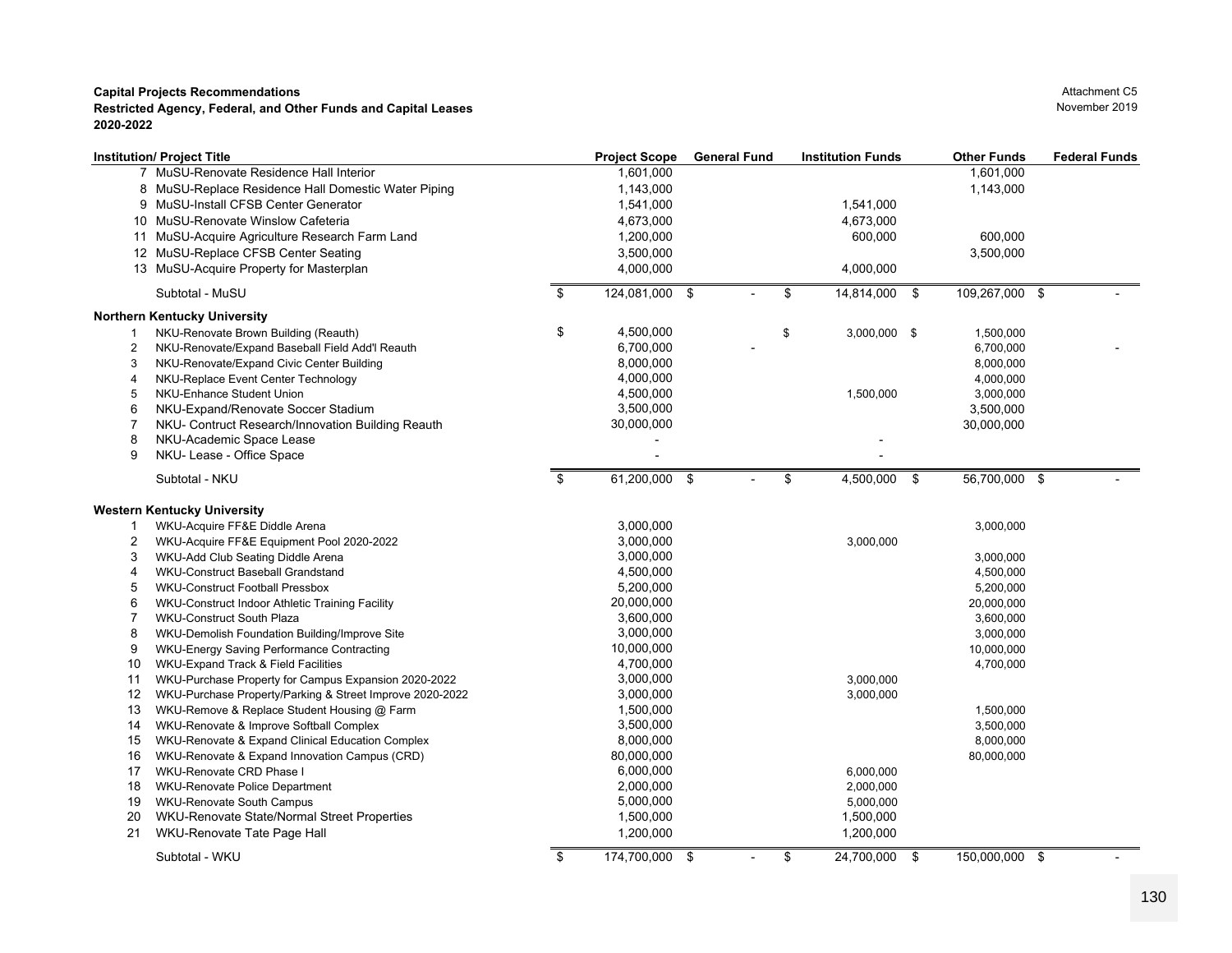**Capital Projects Recommendations**
**Restricted Agency, Federal, and Other Funds and Capital Leases**
**2020-2022**

Attachment C5
November 2019

| | Institution/ Project Title | Project Scope | General Fund | Institution Funds | Other Funds | Federal Funds |
|---|---|---|---|---|---|---|
| 7 | MuSU-Renovate Residence Hall Interior | 1,601,000 | | | 1,601,000 | |
| 8 | MuSU-Replace Residence Hall Domestic Water Piping | 1,143,000 | | | 1,143,000 | |
| 9 | MuSU-Install CFSB Center Generator | 1,541,000 | | 1,541,000 | | |
| 10 | MuSU-Renovate Winslow Cafeteria | 4,673,000 | | 4,673,000 | | |
| 11 | MuSU-Acquire Agriculture Research Farm Land | 1,200,000 | | 600,000 | 600,000 | |
| 12 | MuSU-Replace CFSB Center Seating | 3,500,000 | | | 3,500,000 | |
| 13 | MuSU-Acquire Property for Masterplan | 4,000,000 | | 4,000,000 | | |
| | Subtotal - MuSU | $ 124,081,000 | $ - | $ 14,814,000 | $ 109,267,000 | $ - |
| | **Northern Kentucky University** | | | | | |
| 1 | NKU-Renovate Brown Building (Reauth) | $ 4,500,000 | | $ 3,000,000 | $ 1,500,000 | |
| 2 | NKU-Renovate/Expand Baseball Field Add'l Reauth | 6,700,000 | - | | 6,700,000 | - |
| 3 | NKU-Renovate/Expand Civic Center Building | 8,000,000 | | | 8,000,000 | |
| 4 | NKU-Replace Event Center Technology | 4,000,000 | | | 4,000,000 | |
| 5 | NKU-Enhance Student Union | 4,500,000 | | 1,500,000 | 3,000,000 | |
| 6 | NKU-Expand/Renovate Soccer Stadium | 3,500,000 | | | 3,500,000 | |
| 7 | NKU- Contruct Research/Innovation Building Reauth | 30,000,000 | | | 30,000,000 | |
| 8 | NKU-Academic Space Lease | - | | - | | |
| 9 | NKU- Lease - Office Space | - | | - | | |
| | Subtotal - NKU | $ 61,200,000 | $ - | $ 4,500,000 | $ 56,700,000 | $ - |
| | **Western Kentucky University** | | | | | |
| 1 | WKU-Acquire FF&E Diddle Arena | 3,000,000 | | | 3,000,000 | |
| 2 | WKU-Acquire FF&E Equipment Pool 2020-2022 | 3,000,000 | | 3,000,000 | | |
| 3 | WKU-Add Club Seating Diddle Arena | 3,000,000 | | | 3,000,000 | |
| 4 | WKU-Construct Baseball Grandstand | 4,500,000 | | | 4,500,000 | |
| 5 | WKU-Construct Football Pressbox | 5,200,000 | | | 5,200,000 | |
| 6 | WKU-Construct Indoor Athletic Training Facility | 20,000,000 | | | 20,000,000 | |
| 7 | WKU-Construct South Plaza | 3,600,000 | | | 3,600,000 | |
| 8 | WKU-Demolish Foundation Building/Improve Site | 3,000,000 | | | 3,000,000 | |
| 9 | WKU-Energy Saving Performance Contracting | 10,000,000 | | | 10,000,000 | |
| 10 | WKU-Expand Track & Field Facilities | 4,700,000 | | | 4,700,000 | |
| 11 | WKU-Purchase Property for Campus Expansion 2020-2022 | 3,000,000 | | 3,000,000 | | |
| 12 | WKU-Purchase Property/Parking & Street Improve 2020-2022 | 3,000,000 | | 3,000,000 | | |
| 13 | WKU-Remove & Replace Student Housing @ Farm | 1,500,000 | | | 1,500,000 | |
| 14 | WKU-Renovate & Improve Softball Complex | 3,500,000 | | | 3,500,000 | |
| 15 | WKU-Renovate & Expand Clinical Education Complex | 8,000,000 | | | 8,000,000 | |
| 16 | WKU-Renovate & Expand Innovation Campus (CRD) | 80,000,000 | | | 80,000,000 | |
| 17 | WKU-Renovate CRD Phase I | 6,000,000 | | 6,000,000 | | |
| 18 | WKU-Renovate Police Department | 2,000,000 | | 2,000,000 | | |
| 19 | WKU-Renovate South Campus | 5,000,000 | | 5,000,000 | | |
| 20 | WKU-Renovate State/Normal Street Properties | 1,500,000 | | 1,500,000 | | |
| 21 | WKU-Renovate Tate Page Hall | 1,200,000 | | 1,200,000 | | |
| | Subtotal - WKU | $ 174,700,000 | $ - | $ 24,700,000 | $ 150,000,000 | $ - |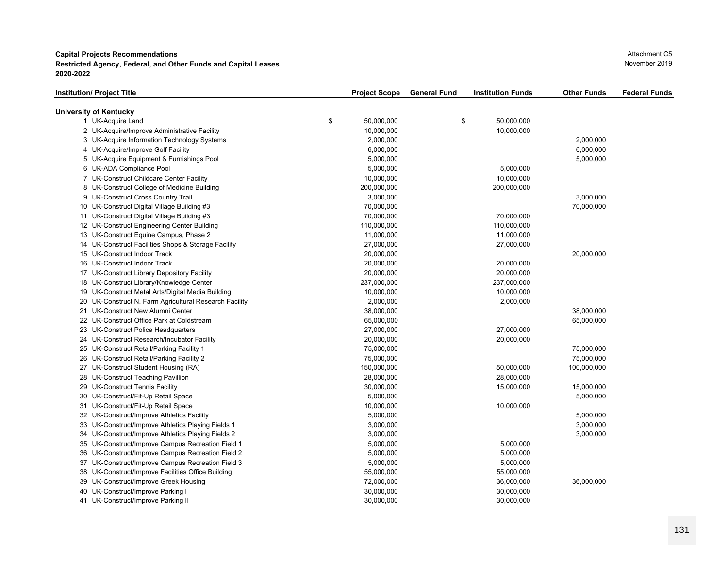**Capital Projects Recommendations**
**Restricted Agency, Federal, and Other Funds and Capital Leases**
**2020-2022**

Attachment C5
November 2019

| Institution/ Project Title | Project Scope | General Fund | Institution Funds | Other Funds | Federal Funds |
|---|---|---|---|---|---|
| **University of Kentucky** | | | | | |
| 1 UK-Acquire Land | $ 50,000,000 | | $ 50,000,000 | | |
| 2 UK-Acquire/Improve Administrative Facility | 10,000,000 | | 10,000,000 | | |
| 3 UK-Acquire Information Technology Systems | 2,000,000 | | | 2,000,000 | |
| 4 UK-Acquire/Improve Golf Facility | 6,000,000 | | | 6,000,000 | |
| 5 UK-Acquire Equipment & Furnishings Pool | 5,000,000 | | | 5,000,000 | |
| 6 UK-ADA Compliance Pool | 5,000,000 | | 5,000,000 | | |
| 7 UK-Construct Childcare Center Facility | 10,000,000 | | 10,000,000 | | |
| 8 UK-Construct College of Medicine Building | 200,000,000 | | 200,000,000 | | |
| 9 UK-Construct Cross Country Trail | 3,000,000 | | | 3,000,000 | |
| 10 UK-Construct Digital Village Building #3 | 70,000,000 | | | 70,000,000 | |
| 11 UK-Construct Digital Village Building #3 | 70,000,000 | | 70,000,000 | | |
| 12 UK-Construct Engineering Center Building | 110,000,000 | | 110,000,000 | | |
| 13 UK-Construct Equine Campus, Phase 2 | 11,000,000 | | 11,000,000 | | |
| 14 UK-Construct Facilities Shops & Storage Facility | 27,000,000 | | 27,000,000 | | |
| 15 UK-Construct Indoor Track | 20,000,000 | | | 20,000,000 | |
| 16 UK-Construct Indoor Track | 20,000,000 | | 20,000,000 | | |
| 17 UK-Construct Library Depository Facility | 20,000,000 | | 20,000,000 | | |
| 18 UK-Construct Library/Knowledge Center | 237,000,000 | | 237,000,000 | | |
| 19 UK-Construct Metal Arts/Digital Media Building | 10,000,000 | | 10,000,000 | | |
| 20 UK-Construct N. Farm Agricultural Research Facility | 2,000,000 | | 2,000,000 | | |
| 21 UK-Construct New Alumni Center | 38,000,000 | | | 38,000,000 | |
| 22 UK-Construct Office Park at Coldstream | 65,000,000 | | | 65,000,000 | |
| 23 UK-Construct Police Headquarters | 27,000,000 | | 27,000,000 | | |
| 24 UK-Construct Research/Incubator Facility | 20,000,000 | | 20,000,000 | | |
| 25 UK-Construct Retail/Parking Facility 1 | 75,000,000 | | | 75,000,000 | |
| 26 UK-Construct Retail/Parking Facility 2 | 75,000,000 | | | 75,000,000 | |
| 27 UK-Construct Student Housing (RA) | 150,000,000 | | 50,000,000 | 100,000,000 | |
| 28 UK-Construct Teaching Pavillion | 28,000,000 | | 28,000,000 | | |
| 29 UK-Construct Tennis Facility | 30,000,000 | | 15,000,000 | 15,000,000 | |
| 30 UK-Construct/Fit-Up Retail Space | 5,000,000 | | | 5,000,000 | |
| 31 UK-Construct/Fit-Up Retail Space | 10,000,000 | | 10,000,000 | | |
| 32 UK-Construct/Improve Athletics Facility | 5,000,000 | | | 5,000,000 | |
| 33 UK-Construct/Improve Athletics Playing Fields 1 | 3,000,000 | | | 3,000,000 | |
| 34 UK-Construct/Improve Athletics Playing Fields 2 | 3,000,000 | | | 3,000,000 | |
| 35 UK-Construct/Improve Campus Recreation Field 1 | 5,000,000 | | 5,000,000 | | |
| 36 UK-Construct/Improve Campus Recreation Field 2 | 5,000,000 | | 5,000,000 | | |
| 37 UK-Construct/Improve Campus Recreation Field 3 | 5,000,000 | | 5,000,000 | | |
| 38 UK-Construct/Improve Facilities Office Building | 55,000,000 | | 55,000,000 | | |
| 39 UK-Construct/Improve Greek Housing | 72,000,000 | | 36,000,000 | 36,000,000 | |
| 40 UK-Construct/Improve Parking I | 30,000,000 | | 30,000,000 | | |
| 41 UK-Construct/Improve Parking II | 30,000,000 | | 30,000,000 | | |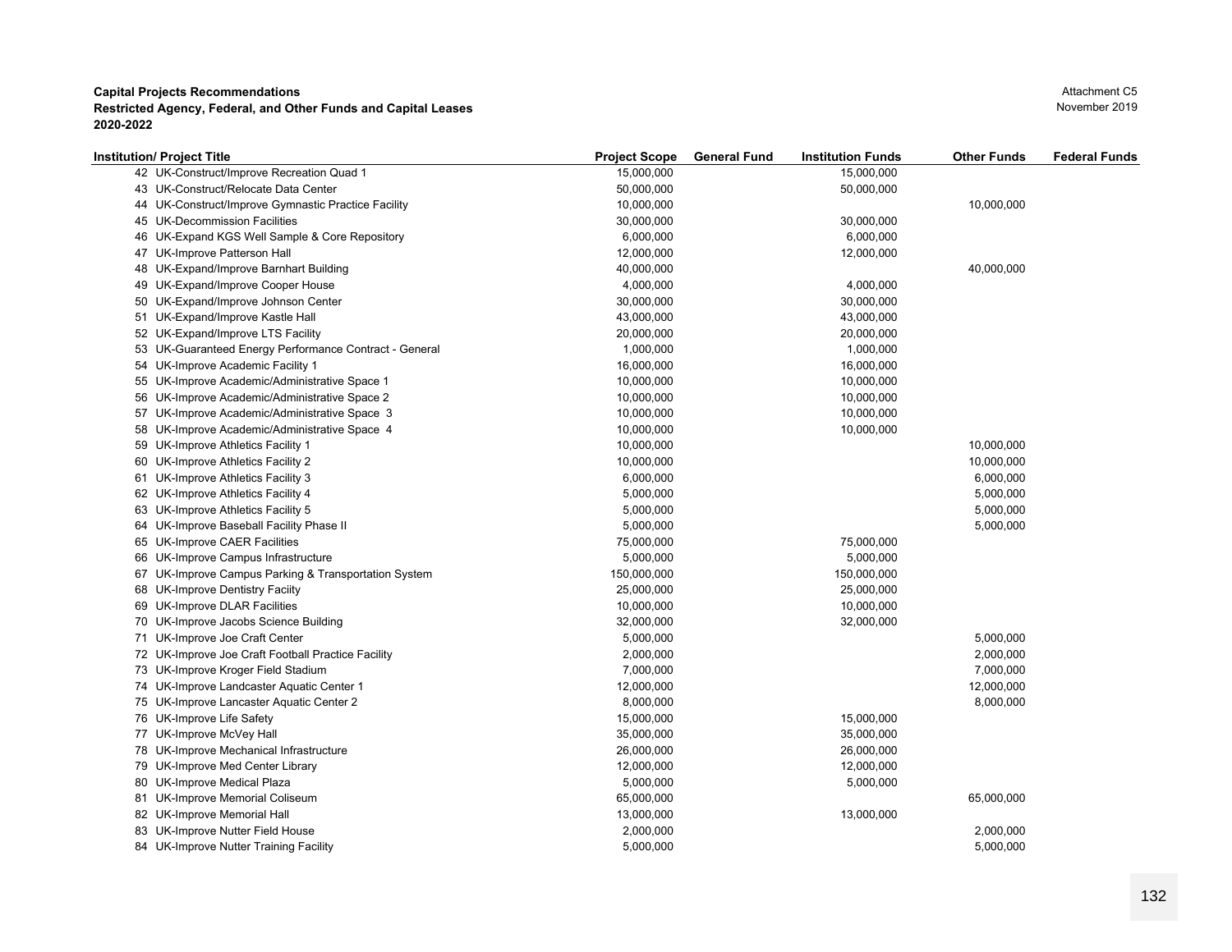**Capital Projects Recommendations**
**Restricted Agency, Federal, and Other Funds and Capital Leases**
**2020-2022**

Attachment C5
November 2019

| Institution/ Project Title | Project Scope | General Fund | Institution Funds | Other Funds | Federal Funds |
|---|---|---|---|---|---|
| 42 UK-Construct/Improve Recreation Quad 1 | 15,000,000 | | 15,000,000 | | |
| 43 UK-Construct/Relocate Data Center | 50,000,000 | | 50,000,000 | | |
| 44 UK-Construct/Improve Gymnastic Practice Facility | 10,000,000 | | | 10,000,000 | |
| 45 UK-Decommission Facilities | 30,000,000 | | 30,000,000 | | |
| 46 UK-Expand KGS Well Sample & Core Repository | 6,000,000 | | 6,000,000 | | |
| 47 UK-Improve Patterson Hall | 12,000,000 | | 12,000,000 | | |
| 48 UK-Expand/Improve Barnhart Building | 40,000,000 | | | 40,000,000 | |
| 49 UK-Expand/Improve Cooper House | 4,000,000 | | 4,000,000 | | |
| 50 UK-Expand/Improve Johnson Center | 30,000,000 | | 30,000,000 | | |
| 51 UK-Expand/Improve Kastle Hall | 43,000,000 | | 43,000,000 | | |
| 52 UK-Expand/Improve LTS Facility | 20,000,000 | | 20,000,000 | | |
| 53 UK-Guaranteed Energy Performance Contract - General | 1,000,000 | | 1,000,000 | | |
| 54 UK-Improve Academic Facility 1 | 16,000,000 | | 16,000,000 | | |
| 55 UK-Improve Academic/Administrative Space 1 | 10,000,000 | | 10,000,000 | | |
| 56 UK-Improve Academic/Administrative Space 2 | 10,000,000 | | 10,000,000 | | |
| 57 UK-Improve Academic/Administrative Space 3 | 10,000,000 | | 10,000,000 | | |
| 58 UK-Improve Academic/Administrative Space 4 | 10,000,000 | | 10,000,000 | | |
| 59 UK-Improve Athletics Facility 1 | 10,000,000 | | | 10,000,000 | |
| 60 UK-Improve Athletics Facility 2 | 10,000,000 | | | 10,000,000 | |
| 61 UK-Improve Athletics Facility 3 | 6,000,000 | | | 6,000,000 | |
| 62 UK-Improve Athletics Facility 4 | 5,000,000 | | | 5,000,000 | |
| 63 UK-Improve Athletics Facility 5 | 5,000,000 | | | 5,000,000 | |
| 64 UK-Improve Baseball Facility Phase II | 5,000,000 | | | 5,000,000 | |
| 65 UK-Improve CAER Facilities | 75,000,000 | | 75,000,000 | | |
| 66 UK-Improve Campus Infrastructure | 5,000,000 | | 5,000,000 | | |
| 67 UK-Improve Campus Parking & Transportation System | 150,000,000 | | 150,000,000 | | |
| 68 UK-Improve Dentistry Faciity | 25,000,000 | | 25,000,000 | | |
| 69 UK-Improve DLAR Facilities | 10,000,000 | | 10,000,000 | | |
| 70 UK-Improve Jacobs Science Building | 32,000,000 | | 32,000,000 | | |
| 71 UK-Improve Joe Craft Center | 5,000,000 | | | 5,000,000 | |
| 72 UK-Improve Joe Craft Football Practice Facility | 2,000,000 | | | 2,000,000 | |
| 73 UK-Improve Kroger Field Stadium | 7,000,000 | | | 7,000,000 | |
| 74 UK-Improve Landcaster Aquatic Center 1 | 12,000,000 | | | 12,000,000 | |
| 75 UK-Improve Lancaster Aquatic Center 2 | 8,000,000 | | | 8,000,000 | |
| 76 UK-Improve Life Safety | 15,000,000 | | 15,000,000 | | |
| 77 UK-Improve McVey Hall | 35,000,000 | | 35,000,000 | | |
| 78 UK-Improve Mechanical Infrastructure | 26,000,000 | | 26,000,000 | | |
| 79 UK-Improve Med Center Library | 12,000,000 | | 12,000,000 | | |
| 80 UK-Improve Medical Plaza | 5,000,000 | | 5,000,000 | | |
| 81 UK-Improve Memorial Coliseum | 65,000,000 | | | 65,000,000 | |
| 82 UK-Improve Memorial Hall | 13,000,000 | | 13,000,000 | | |
| 83 UK-Improve Nutter Field House | 2,000,000 | | | 2,000,000 | |
| 84 UK-Improve Nutter Training Facility | 5,000,000 | | | 5,000,000 | |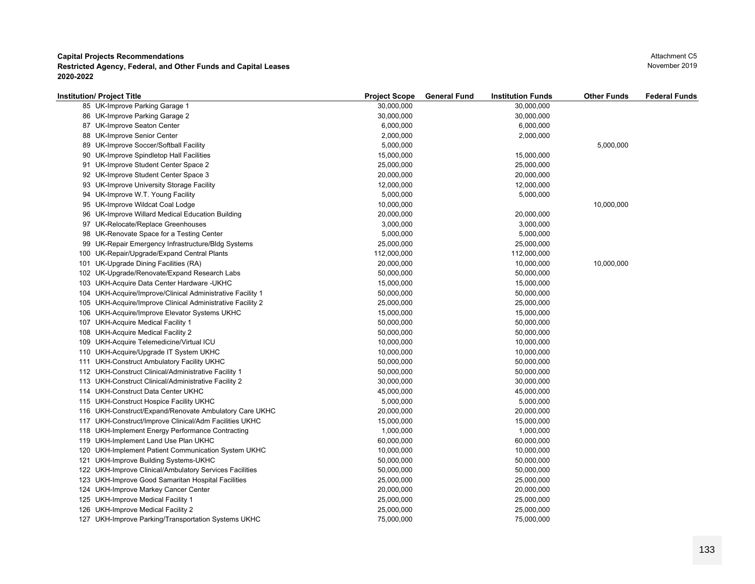**Capital Projects Recommendations**
**Restricted Agency, Federal, and Other Funds and Capital Leases**
**2020-2022**

Attachment C5
November 2019

| Institution/ Project Title | Project Scope | General Fund | Institution Funds | Other Funds | Federal Funds |
|---|---|---|---|---|---|
| 85 UK-Improve Parking Garage 1 | 30,000,000 | | 30,000,000 | | |
| 86 UK-Improve Parking Garage 2 | 30,000,000 | | 30,000,000 | | |
| 87 UK-Improve Seaton Center | 6,000,000 | | 6,000,000 | | |
| 88 UK-Improve Senior Center | 2,000,000 | | 2,000,000 | | |
| 89 UK-Improve Soccer/Softball Facility | 5,000,000 | | | 5,000,000 | |
| 90 UK-Improve Spindletop Hall Facilities | 15,000,000 | | 15,000,000 | | |
| 91 UK-Improve Student Center Space 2 | 25,000,000 | | 25,000,000 | | |
| 92 UK-Improve Student Center Space 3 | 20,000,000 | | 20,000,000 | | |
| 93 UK-Improve University Storage Facility | 12,000,000 | | 12,000,000 | | |
| 94 UK-Improve W.T. Young Facility | 5,000,000 | | 5,000,000 | | |
| 95 UK-Improve Wildcat Coal Lodge | 10,000,000 | | | 10,000,000 | |
| 96 UK-Improve Willard Medical Education Building | 20,000,000 | | 20,000,000 | | |
| 97 UK-Relocate/Replace Greenhouses | 3,000,000 | | 3,000,000 | | |
| 98 UK-Renovate Space for a Testing Center | 5,000,000 | | 5,000,000 | | |
| 99 UK-Repair Emergency Infrastructure/Bldg Systems | 25,000,000 | | 25,000,000 | | |
| 100 UK-Repair/Upgrade/Expand Central Plants | 112,000,000 | | 112,000,000 | | |
| 101 UK-Upgrade Dining Facilities (RA) | 20,000,000 | | 10,000,000 | 10,000,000 | |
| 102 UK-Upgrade/Renovate/Expand Research Labs | 50,000,000 | | 50,000,000 | | |
| 103 UKH-Acquire Data Center Hardware -UKHC | 15,000,000 | | 15,000,000 | | |
| 104 UKH-Acquire/Improve/Clinical Administrative Facility 1 | 50,000,000 | | 50,000,000 | | |
| 105 UKH-Acquire/Improve Clinical Administrative Facility 2 | 25,000,000 | | 25,000,000 | | |
| 106 UKH-Acquire/Improve Elevator Systems UKHC | 15,000,000 | | 15,000,000 | | |
| 107 UKH-Acquire Medical Facility 1 | 50,000,000 | | 50,000,000 | | |
| 108 UKH-Acquire Medical Facility 2 | 50,000,000 | | 50,000,000 | | |
| 109 UKH-Acquire Telemedicine/Virtual ICU | 10,000,000 | | 10,000,000 | | |
| 110 UKH-Acquire/Upgrade IT System UKHC | 10,000,000 | | 10,000,000 | | |
| 111 UKH-Construct Ambulatory Facility UKHC | 50,000,000 | | 50,000,000 | | |
| 112 UKH-Construct Clinical/Administrative Facility 1 | 50,000,000 | | 50,000,000 | | |
| 113 UKH-Construct Clinical/Administrative Facility 2 | 30,000,000 | | 30,000,000 | | |
| 114 UKH-Construct Data Center UKHC | 45,000,000 | | 45,000,000 | | |
| 115 UKH-Construct Hospice Facility UKHC | 5,000,000 | | 5,000,000 | | |
| 116 UKH-Construct/Expand/Renovate Ambulatory Care UKHC | 20,000,000 | | 20,000,000 | | |
| 117 UKH-Construct/Improve Clinical/Adm Facilities UKHC | 15,000,000 | | 15,000,000 | | |
| 118 UKH-Implement Energy Performance Contracting | 1,000,000 | | 1,000,000 | | |
| 119 UKH-Implement Land Use Plan UKHC | 60,000,000 | | 60,000,000 | | |
| 120 UKH-Implement Patient Communication System UKHC | 10,000,000 | | 10,000,000 | | |
| 121 UKH-Improve Building Systems-UKHC | 50,000,000 | | 50,000,000 | | |
| 122 UKH-Improve Clinical/Ambulatory Services Facilities | 50,000,000 | | 50,000,000 | | |
| 123 UKH-Improve Good Samaritan Hospital Facilities | 25,000,000 | | 25,000,000 | | |
| 124 UKH-Improve Markey Cancer Center | 20,000,000 | | 20,000,000 | | |
| 125 UKH-Improve Medical Facility 1 | 25,000,000 | | 25,000,000 | | |
| 126 UKH-Improve Medical Facility 2 | 25,000,000 | | 25,000,000 | | |
| 127 UKH-Improve Parking/Transportation Systems UKHC | 75,000,000 | | 75,000,000 | | |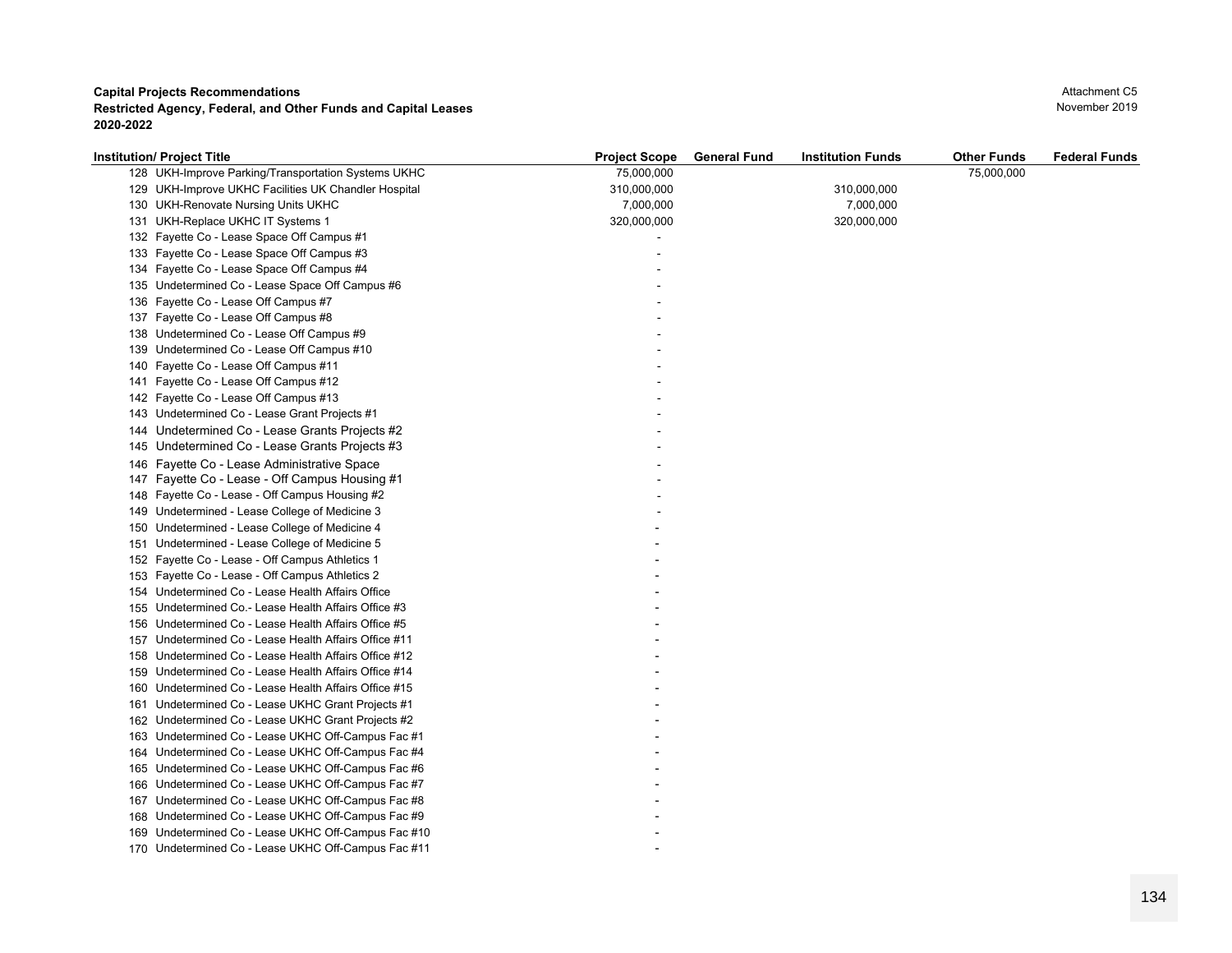**Capital Projects Recommendations**
**Restricted Agency, Federal, and Other Funds and Capital Leases**
**2020-2022**

Attachment C5
November 2019

| Institution/ Project Title | Project Scope | General Fund | Institution Funds | Other Funds | Federal Funds |
|---|---|---|---|---|---|
| 128 UKH-Improve Parking/Transportation Systems UKHC | 75,000,000 | | | 75,000,000 | |
| 129 UKH-Improve UKHC Facilities UK Chandler Hospital | 310,000,000 | | 310,000,000 | | |
| 130 UKH-Renovate Nursing Units UKHC | 7,000,000 | | 7,000,000 | | |
| 131 UKH-Replace UKHC IT Systems 1 | 320,000,000 | | 320,000,000 | | |
| 132 Fayette Co - Lease Space Off Campus #1 | - | | | | |
| 133 Fayette Co - Lease Space Off Campus #3 | - | | | | |
| 134 Fayette Co - Lease Space Off Campus #4 | - | | | | |
| 135 Undetermined Co - Lease Space Off Campus #6 | - | | | | |
| 136 Fayette Co - Lease Off Campus #7 | - | | | | |
| 137 Fayette Co - Lease Off Campus #8 | - | | | | |
| 138 Undetermined Co - Lease Off Campus #9 | - | | | | |
| 139 Undetermined Co - Lease Off Campus #10 | - | | | | |
| 140 Fayette Co - Lease Off Campus #11 | - | | | | |
| 141 Fayette Co - Lease Off Campus #12 | - | | | | |
| 142 Fayette Co - Lease Off Campus #13 | - | | | | |
| 143 Undetermined Co - Lease Grant Projects #1 | - | | | | |
| 144 Undetermined Co - Lease Grants Projects #2 | - | | | | |
| 145 Undetermined Co - Lease Grants Projects #3 | - | | | | |
| 146 Fayette Co - Lease Administrative Space | - | | | | |
| 147 Fayette Co - Lease - Off Campus Housing #1 | - | | | | |
| 148 Fayette Co - Lease - Off Campus Housing #2 | - | | | | |
| 149 Undetermined - Lease College of Medicine 3 | - | | | | |
| 150 Undetermined - Lease College of Medicine 4 | - | | | | |
| 151 Undetermined - Lease College of Medicine 5 | - | | | | |
| 152 Fayette Co - Lease - Off Campus Athletics 1 | - | | | | |
| 153 Fayette Co - Lease - Off Campus Athletics 2 | - | | | | |
| 154 Undetermined Co - Lease Health Affairs Office | - | | | | |
| 155 Undetermined Co.- Lease Health Affairs Office #3 | - | | | | |
| 156 Undetermined Co - Lease Health Affairs Office #5 | - | | | | |
| 157 Undetermined Co - Lease Health Affairs Office #11 | - | | | | |
| 158 Undetermined Co - Lease Health Affairs Office #12 | - | | | | |
| 159 Undetermined Co - Lease Health Affairs Office #14 | - | | | | |
| 160 Undetermined Co - Lease Health Affairs Office #15 | - | | | | |
| 161 Undetermined Co - Lease UKHC Grant Projects #1 | - | | | | |
| 162 Undetermined Co - Lease UKHC Grant Projects #2 | - | | | | |
| 163 Undetermined Co - Lease UKHC Off-Campus Fac #1 | - | | | | |
| 164 Undetermined Co - Lease UKHC Off-Campus Fac #4 | - | | | | |
| 165 Undetermined Co - Lease UKHC Off-Campus Fac #6 | - | | | | |
| 166 Undetermined Co - Lease UKHC Off-Campus Fac #7 | - | | | | |
| 167 Undetermined Co - Lease UKHC Off-Campus Fac #8 | - | | | | |
| 168 Undetermined Co - Lease UKHC Off-Campus Fac #9 | - | | | | |
| 169 Undetermined Co - Lease UKHC Off-Campus Fac #10 | - | | | | |
| 170 Undetermined Co - Lease UKHC Off-Campus Fac #11 | - | | | | |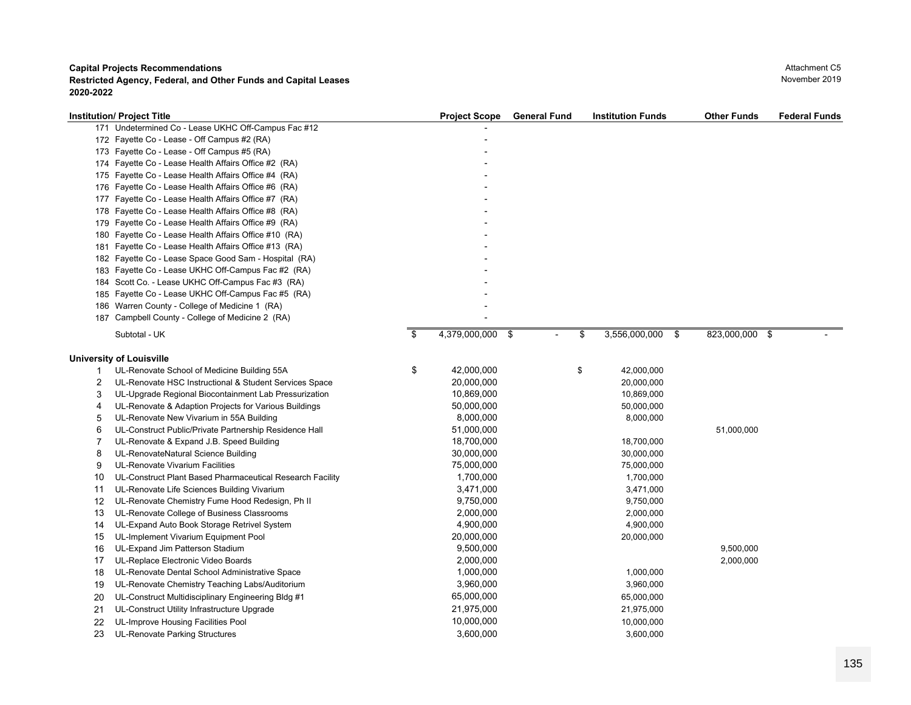**Capital Projects Recommendations**
**Restricted Agency, Federal, and Other Funds and Capital Leases**
**2020-2022**

Attachment C5
November 2019

| Institution/ Project Title | | Project Scope | General Fund | Institution Funds | Other Funds | Federal Funds |
|---|---|---|---|---|---|---|
| 171 | Undetermined Co - Lease UKHC Off-Campus Fac #12 | - | | | | |
| 172 | Fayette Co - Lease - Off Campus #2 (RA) | - | | | | |
| 173 | Fayette Co - Lease - Off Campus #5 (RA) | - | | | | |
| 174 | Fayette Co - Lease Health Affairs Office #2 (RA) | - | | | | |
| 175 | Fayette Co - Lease Health Affairs Office #4 (RA) | - | | | | |
| 176 | Fayette Co - Lease Health Affairs Office #6 (RA) | - | | | | |
| 177 | Fayette Co - Lease Health Affairs Office #7 (RA) | - | | | | |
| 178 | Fayette Co - Lease Health Affairs Office #8 (RA) | - | | | | |
| 179 | Fayette Co - Lease Health Affairs Office #9 (RA) | - | | | | |
| 180 | Fayette Co - Lease Health Affairs Office #10 (RA) | - | | | | |
| 181 | Fayette Co - Lease Health Affairs Office #13 (RA) | - | | | | |
| 182 | Fayette Co - Lease Space Good Sam - Hospital (RA) | - | | | | |
| 183 | Fayette Co - Lease UKHC Off-Campus Fac #2 (RA) | - | | | | |
| 184 | Scott Co. - Lease UKHC Off-Campus Fac #3 (RA) | - | | | | |
| 185 | Fayette Co - Lease UKHC Off-Campus Fac #5 (RA) | - | | | | |
| 186 | Warren County - College of Medicine 1 (RA) | - | | | | |
| 187 | Campbell County - College of Medicine 2 (RA) | - | | | | |
| | Subtotal - UK | $ 4,379,000,000 | $ - | $ 3,556,000,000 | $ 823,000,000 | $ - |
| **University of Louisville** | | | | | | |
| 1 | UL-Renovate School of Medicine Building 55A | $ 42,000,000 | | $ 42,000,000 | | |
| 2 | UL-Renovate HSC Instructional & Student Services Space | 20,000,000 | | 20,000,000 | | |
| 3 | UL-Upgrade Regional Biocontainment Lab Pressurization | 10,869,000 | | 10,869,000 | | |
| 4 | UL-Renovate & Adaption Projects for Various Buildings | 50,000,000 | | 50,000,000 | | |
| 5 | UL-Renovate New Vivarium in 55A Building | 8,000,000 | | 8,000,000 | | |
| 6 | UL-Construct Public/Private Partnership Residence Hall | 51,000,000 | | | 51,000,000 | |
| 7 | UL-Renovate & Expand J.B. Speed Building | 18,700,000 | | 18,700,000 | | |
| 8 | UL-RenovateNatural Science Building | 30,000,000 | | 30,000,000 | | |
| 9 | UL-Renovate Vivarium Facilities | 75,000,000 | | 75,000,000 | | |
| 10 | UL-Construct Plant Based Pharmaceutical Research Facility | 1,700,000 | | 1,700,000 | | |
| 11 | UL-Renovate Life Sciences Building Vivarium | 3,471,000 | | 3,471,000 | | |
| 12 | UL-Renovate Chemistry Fume Hood Redesign, Ph II | 9,750,000 | | 9,750,000 | | |
| 13 | UL-Renovate College of Business Classrooms | 2,000,000 | | 2,000,000 | | |
| 14 | UL-Expand Auto Book Storage Retrivel System | 4,900,000 | | 4,900,000 | | |
| 15 | UL-Implement Vivarium Equipment Pool | 20,000,000 | | 20,000,000 | | |
| 16 | UL-Expand Jim Patterson Stadium | 9,500,000 | | | 9,500,000 | |
| 17 | UL-Replace Electronic Video Boards | 2,000,000 | | | 2,000,000 | |
| 18 | UL-Renovate Dental School Administrative Space | 1,000,000 | | 1,000,000 | | |
| 19 | UL-Renovate Chemistry Teaching Labs/Auditorium | 3,960,000 | | 3,960,000 | | |
| 20 | UL-Construct Multidisciplinary Engineering Bldg #1 | 65,000,000 | | 65,000,000 | | |
| 21 | UL-Construct Utility Infrastructure Upgrade | 21,975,000 | | 21,975,000 | | |
| 22 | UL-Improve Housing Facilities Pool | 10,000,000 | | 10,000,000 | | |
| 23 | UL-Renovate Parking Structures | 3,600,000 | | 3,600,000 | | |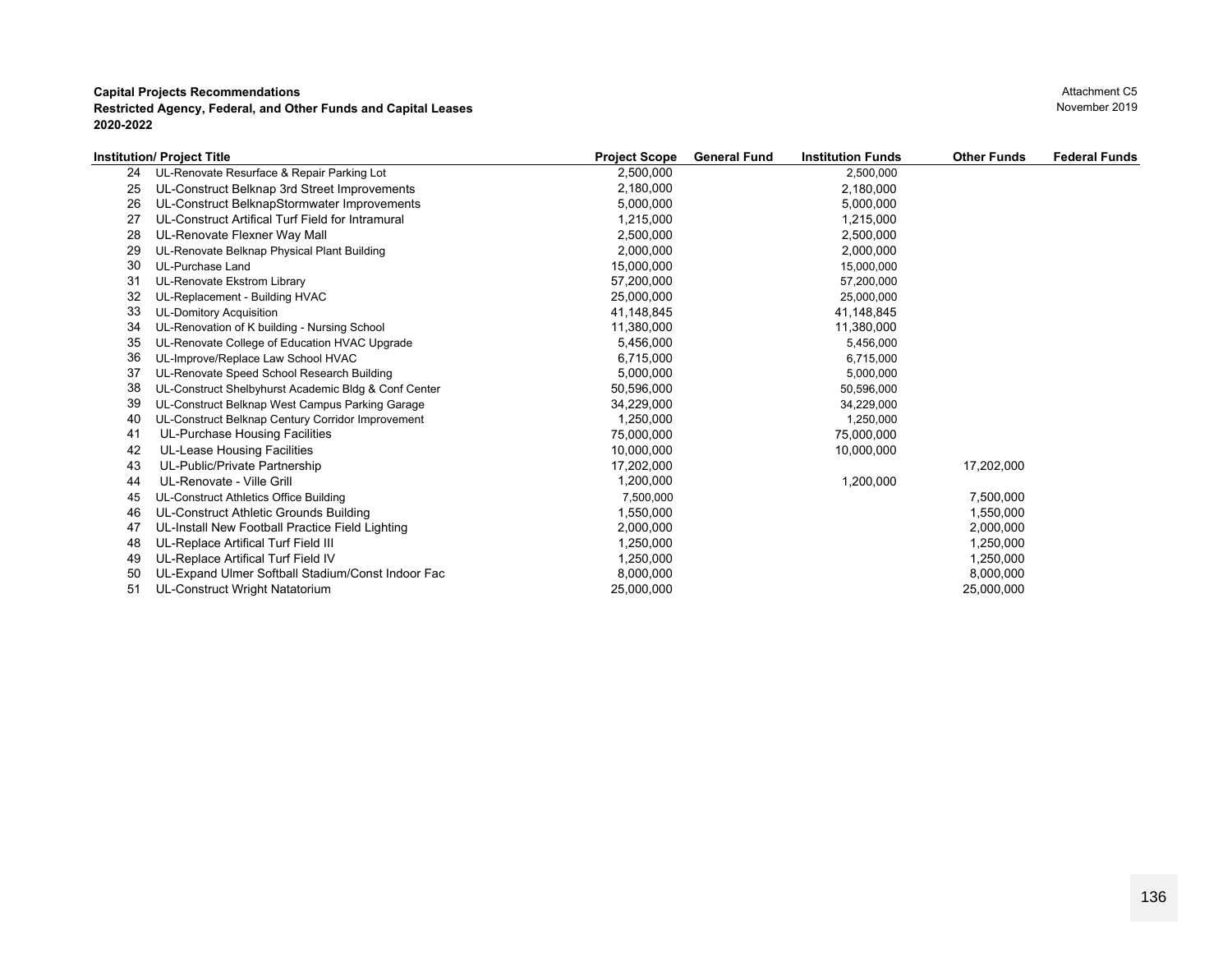**Capital Projects Recommendations**
**Restricted Agency, Federal, and Other Funds and Capital Leases**
**2020-2022**

Attachment C5
November 2019

| | Institution/ Project Title | Project Scope | General Fund | Institution Funds | Other Funds | Federal Funds |
|---|---|---|---|---|---|---|
| 24 | UL-Renovate Resurface & Repair Parking Lot | 2,500,000 | | 2,500,000 | | |
| 25 | UL-Construct Belknap 3rd Street Improvements | 2,180,000 | | 2,180,000 | | |
| 26 | UL-Construct BelknapStormwater Improvements | 5,000,000 | | 5,000,000 | | |
| 27 | UL-Construct Artifical Turf Field for Intramural | 1,215,000 | | 1,215,000 | | |
| 28 | UL-Renovate Flexner Way Mall | 2,500,000 | | 2,500,000 | | |
| 29 | UL-Renovate Belknap Physical Plant Building | 2,000,000 | | 2,000,000 | | |
| 30 | UL-Purchase Land | 15,000,000 | | 15,000,000 | | |
| 31 | UL-Renovate Ekstrom Library | 57,200,000 | | 57,200,000 | | |
| 32 | UL-Replacement - Building HVAC | 25,000,000 | | 25,000,000 | | |
| 33 | UL-Domitory Acquisition | 41,148,845 | | 41,148,845 | | |
| 34 | UL-Renovation of K building - Nursing School | 11,380,000 | | 11,380,000 | | |
| 35 | UL-Renovate College of Education HVAC Upgrade | 5,456,000 | | 5,456,000 | | |
| 36 | UL-Improve/Replace Law School HVAC | 6,715,000 | | 6,715,000 | | |
| 37 | UL-Renovate Speed School Research Building | 5,000,000 | | 5,000,000 | | |
| 38 | UL-Construct Shelbyhurst Academic Bldg & Conf Center | 50,596,000 | | 50,596,000 | | |
| 39 | UL-Construct Belknap West Campus Parking Garage | 34,229,000 | | 34,229,000 | | |
| 40 | UL-Construct Belknap Century Corridor Improvement | 1,250,000 | | 1,250,000 | | |
| 41 | UL-Purchase Housing Facilities | 75,000,000 | | 75,000,000 | | |
| 42 | UL-Lease Housing Facilities | 10,000,000 | | 10,000,000 | | |
| 43 | UL-Public/Private Partnership | 17,202,000 | | | 17,202,000 | |
| 44 | UL-Renovate - Ville Grill | 1,200,000 | | 1,200,000 | | |
| 45 | UL-Construct Athletics Office Building | 7,500,000 | | | 7,500,000 | |
| 46 | UL-Construct Athletic Grounds Building | 1,550,000 | | | 1,550,000 | |
| 47 | UL-Install New Football Practice Field Lighting | 2,000,000 | | | 2,000,000 | |
| 48 | UL-Replace Artifical Turf Field III | 1,250,000 | | | 1,250,000 | |
| 49 | UL-Replace Artifical Turf Field IV | 1,250,000 | | | 1,250,000 | |
| 50 | UL-Expand Ulmer Softball Stadium/Const Indoor Fac | 8,000,000 | | | 8,000,000 | |
| 51 | UL-Construct Wright Natatorium | 25,000,000 | | | 25,000,000 | |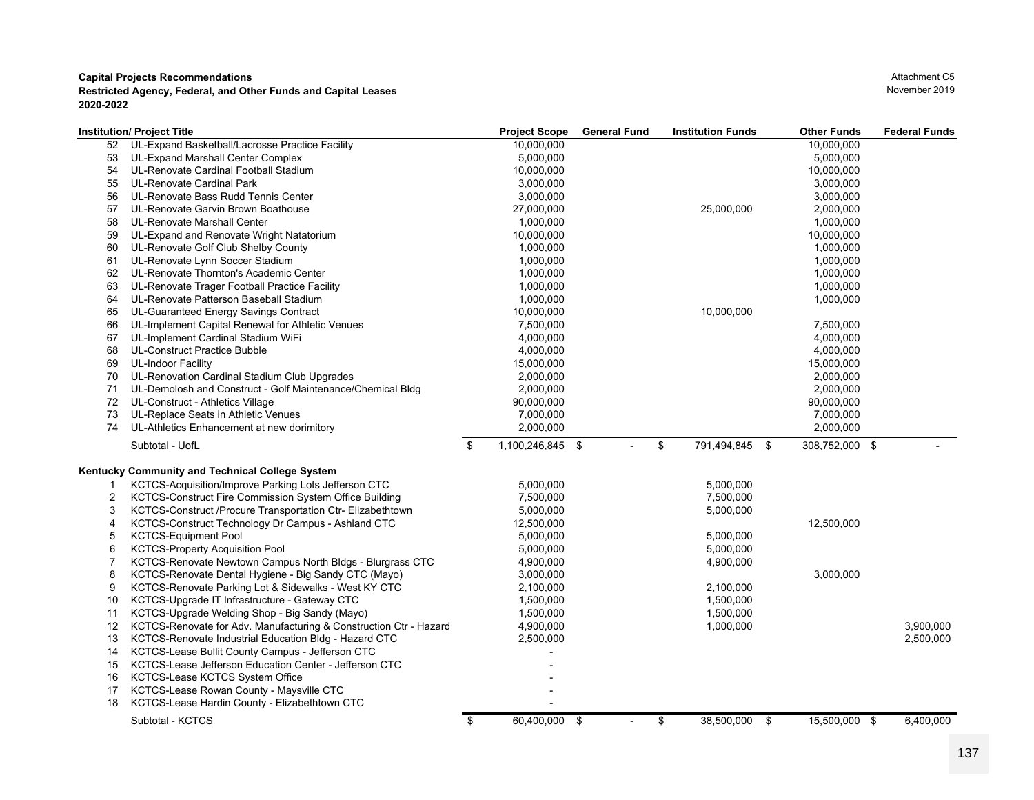**Capital Projects Recommendations**
**Restricted Agency, Federal, and Other Funds and Capital Leases**
**2020-2022**

Attachment C5
November 2019

| | Institution/ Project Title | Project Scope | General Fund | Institution Funds | Other Funds | Federal Funds |
|---|---|---|---|---|---|---|
| 52 | UL-Expand Basketball/Lacrosse Practice Facility | 10,000,000 | | | 10,000,000 | |
| 53 | UL-Expand Marshall Center Complex | 5,000,000 | | | 5,000,000 | |
| 54 | UL-Renovate Cardinal Football Stadium | 10,000,000 | | | 10,000,000 | |
| 55 | UL-Renovate Cardinal Park | 3,000,000 | | | 3,000,000 | |
| 56 | UL-Renovate Bass Rudd Tennis Center | 3,000,000 | | | 3,000,000 | |
| 57 | UL-Renovate Garvin Brown Boathouse | 27,000,000 | | 25,000,000 | 2,000,000 | |
| 58 | UL-Renovate Marshall Center | 1,000,000 | | | 1,000,000 | |
| 59 | UL-Expand and Renovate Wright Natatorium | 10,000,000 | | | 10,000,000 | |
| 60 | UL-Renovate Golf Club Shelby County | 1,000,000 | | | 1,000,000 | |
| 61 | UL-Renovate Lynn Soccer Stadium | 1,000,000 | | | 1,000,000 | |
| 62 | UL-Renovate Thornton's Academic Center | 1,000,000 | | | 1,000,000 | |
| 63 | UL-Renovate Trager Football Practice Facility | 1,000,000 | | | 1,000,000 | |
| 64 | UL-Renovate Patterson Baseball Stadium | 1,000,000 | | | 1,000,000 | |
| 65 | UL-Guaranteed Energy Savings Contract | 10,000,000 | | 10,000,000 | | |
| 66 | UL-Implement Capital Renewal for Athletic Venues | 7,500,000 | | | 7,500,000 | |
| 67 | UL-Implement Cardinal Stadium WiFi | 4,000,000 | | | 4,000,000 | |
| 68 | UL-Construct Practice Bubble | 4,000,000 | | | 4,000,000 | |
| 69 | UL-Indoor Facility | 15,000,000 | | | 15,000,000 | |
| 70 | UL-Renovation Cardinal Stadium Club Upgrades | 2,000,000 | | | 2,000,000 | |
| 71 | UL-Demolosh and Construct - Golf Maintenance/Chemical Bldg | 2,000,000 | | | 2,000,000 | |
| 72 | UL-Construct - Athletics Village | 90,000,000 | | | 90,000,000 | |
| 73 | UL-Replace Seats in Athletic Venues | 7,000,000 | | | 7,000,000 | |
| 74 | UL-Athletics Enhancement at new dorimitory | 2,000,000 | | | 2,000,000 | |
| | Subtotal - UofL | $ 1,100,246,845 | $ - | $ 791,494,845 | $ 308,752,000 | $ - |
| | **Kentucky Community and Technical College System** | | | | | |
| 1 | KCTCS-Acquisition/Improve Parking Lots Jefferson CTC | 5,000,000 | | 5,000,000 | | |
| 2 | KCTCS-Construct Fire Commission System Office Building | 7,500,000 | | 7,500,000 | | |
| 3 | KCTCS-Construct /Procure Transportation Ctr- Elizabethtown | 5,000,000 | | 5,000,000 | | |
| 4 | KCTCS-Construct Technology Dr Campus - Ashland CTC | 12,500,000 | | | 12,500,000 | |
| 5 | KCTCS-Equipment Pool | 5,000,000 | | 5,000,000 | | |
| 6 | KCTCS-Property Acquisition Pool | 5,000,000 | | 5,000,000 | | |
| 7 | KCTCS-Renovate Newtown Campus North Bldgs - Blurgrass CTC | 4,900,000 | | 4,900,000 | | |
| 8 | KCTCS-Renovate Dental Hygiene - Big Sandy CTC (Mayo) | 3,000,000 | | | 3,000,000 | |
| 9 | KCTCS-Renovate Parking Lot & Sidewalks - West KY CTC | 2,100,000 | | 2,100,000 | | |
| 10 | KCTCS-Upgrade IT Infrastructure - Gateway CTC | 1,500,000 | | 1,500,000 | | |
| 11 | KCTCS-Upgrade Welding Shop - Big Sandy (Mayo) | 1,500,000 | | 1,500,000 | | |
| 12 | KCTCS-Renovate for Adv. Manufacturing & Construction Ctr - Hazard | 4,900,000 | | 1,000,000 | | 3,900,000 |
| 13 | KCTCS-Renovate Industrial Education Bldg - Hazard CTC | 2,500,000 | | | | 2,500,000 |
| 14 | KCTCS-Lease Bullit County Campus - Jefferson CTC | - | | | | |
| 15 | KCTCS-Lease Jefferson Education Center - Jefferson CTC | - | | | | |
| 16 | KCTCS-Lease KCTCS System Office | - | | | | |
| 17 | KCTCS-Lease Rowan County - Maysville CTC | - | | | | |
| 18 | KCTCS-Lease Hardin County - Elizabethtown CTC | - | | | | |
| | Subtotal - KCTCS | $ 60,400,000 | $ - | $ 38,500,000 | $ 15,500,000 | $ 6,400,000 |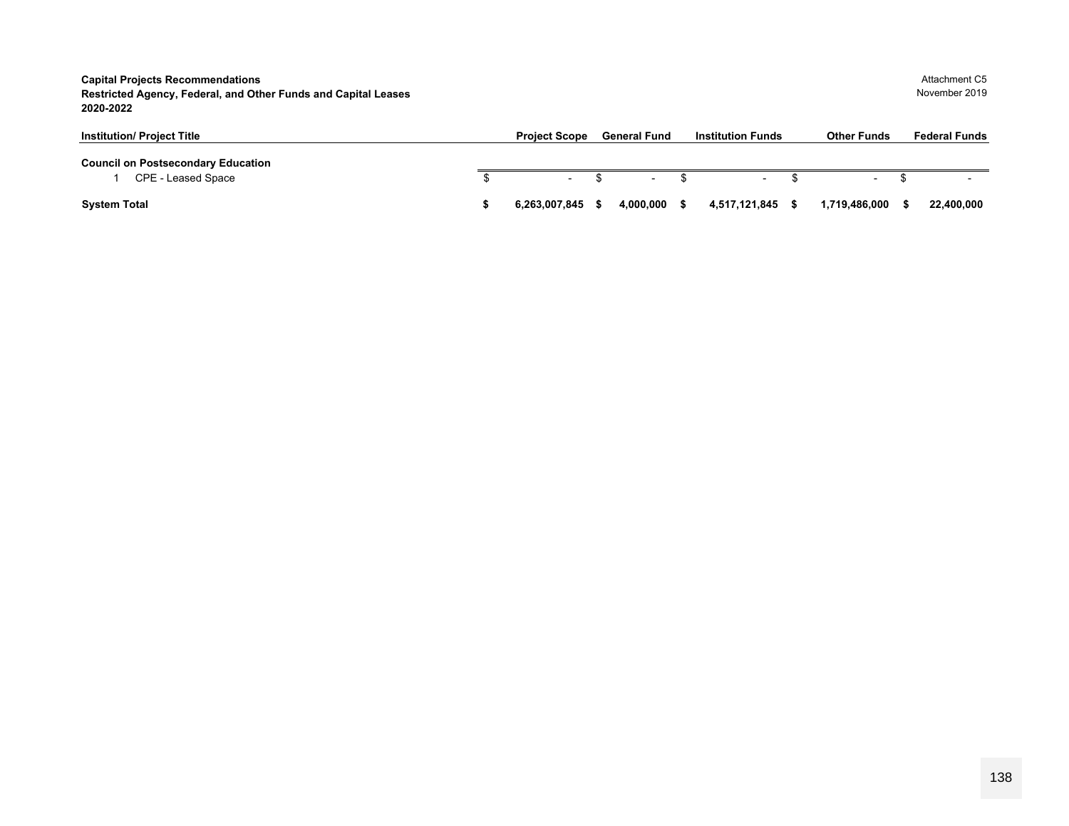**Capital Projects Recommendations**
**Restricted Agency, Federal, and Other Funds and Capital Leases**
**2020-2022**

Attachment C5
November 2019

| Institution/ Project Title | Project Scope | General Fund | Institution Funds | Other Funds | Federal Funds |
|---|---|---|---|---|---|
| **Council on Postsecondary Education** | | | | | |
| 1 CPE - Leased Space | $ - | $ - | $ - | $ - | $ - |
| **System Total** | **$ 6,263,007,845** | **$ 4,000,000** | **$ 4,517,121,845** | **$ 1,719,486,000** | **$ 22,400,000** |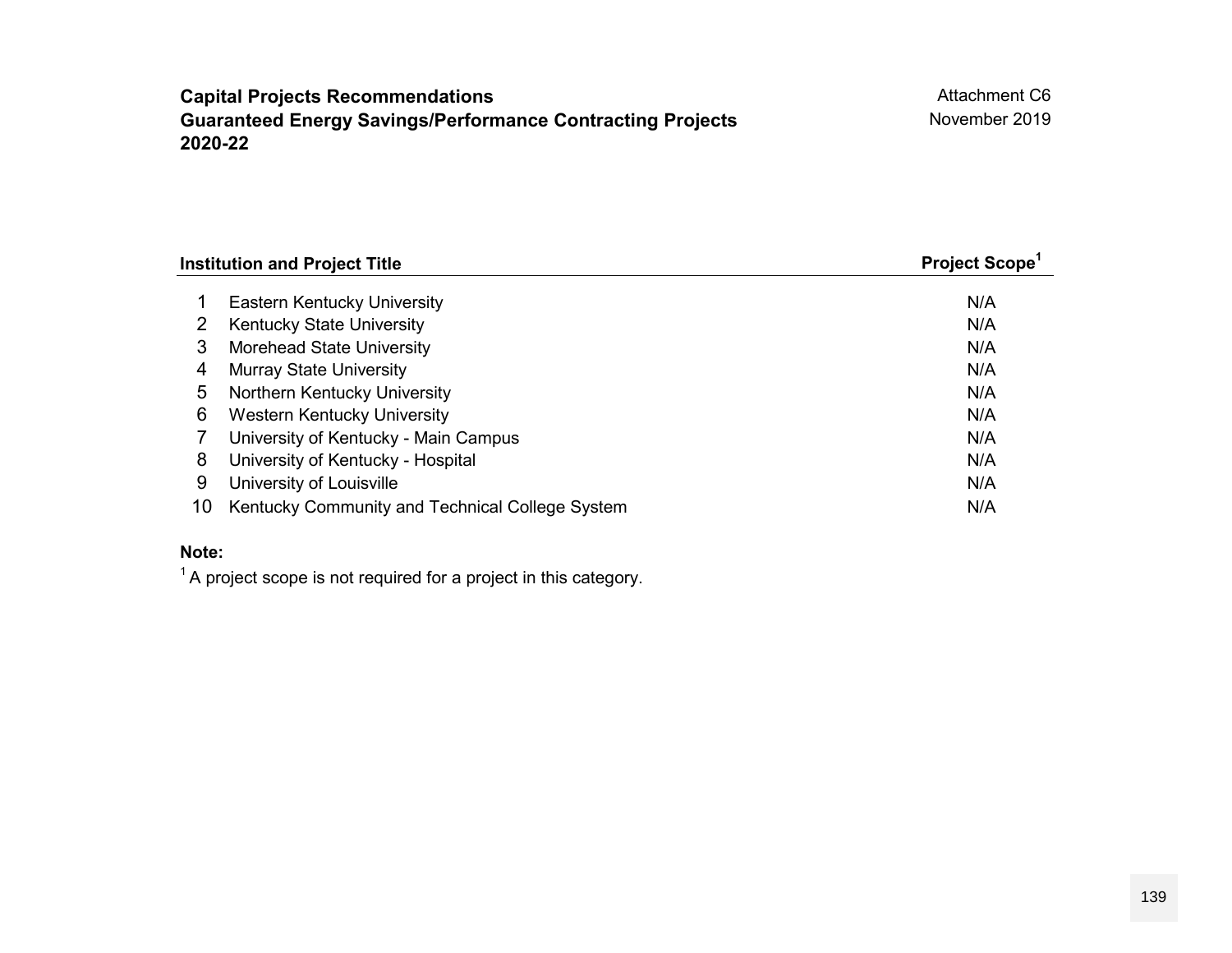**Capital Projects Recommendations**
**Guaranteed Energy Savings/Performance Contracting Projects**
**2020-22**

Attachment C6
November 2019

| | Institution and Project Title | Project Scope[1] |
|---|---|---|
| 1 | Eastern Kentucky University | N/A |
| 2 | Kentucky State University | N/A |
| 3 | Morehead State University | N/A |
| 4 | Murray State University | N/A |
| 5 | Northern Kentucky University | N/A |
| 6 | Western Kentucky University | N/A |
| 7 | University of Kentucky - Main Campus | N/A |
| 8 | University of Kentucky - Hospital | N/A |
| 9 | University of Louisville | N/A |
| 10 | Kentucky Community and Technical College System | N/A |

**Note:**

[1] A project scope is not required for a project in this category.